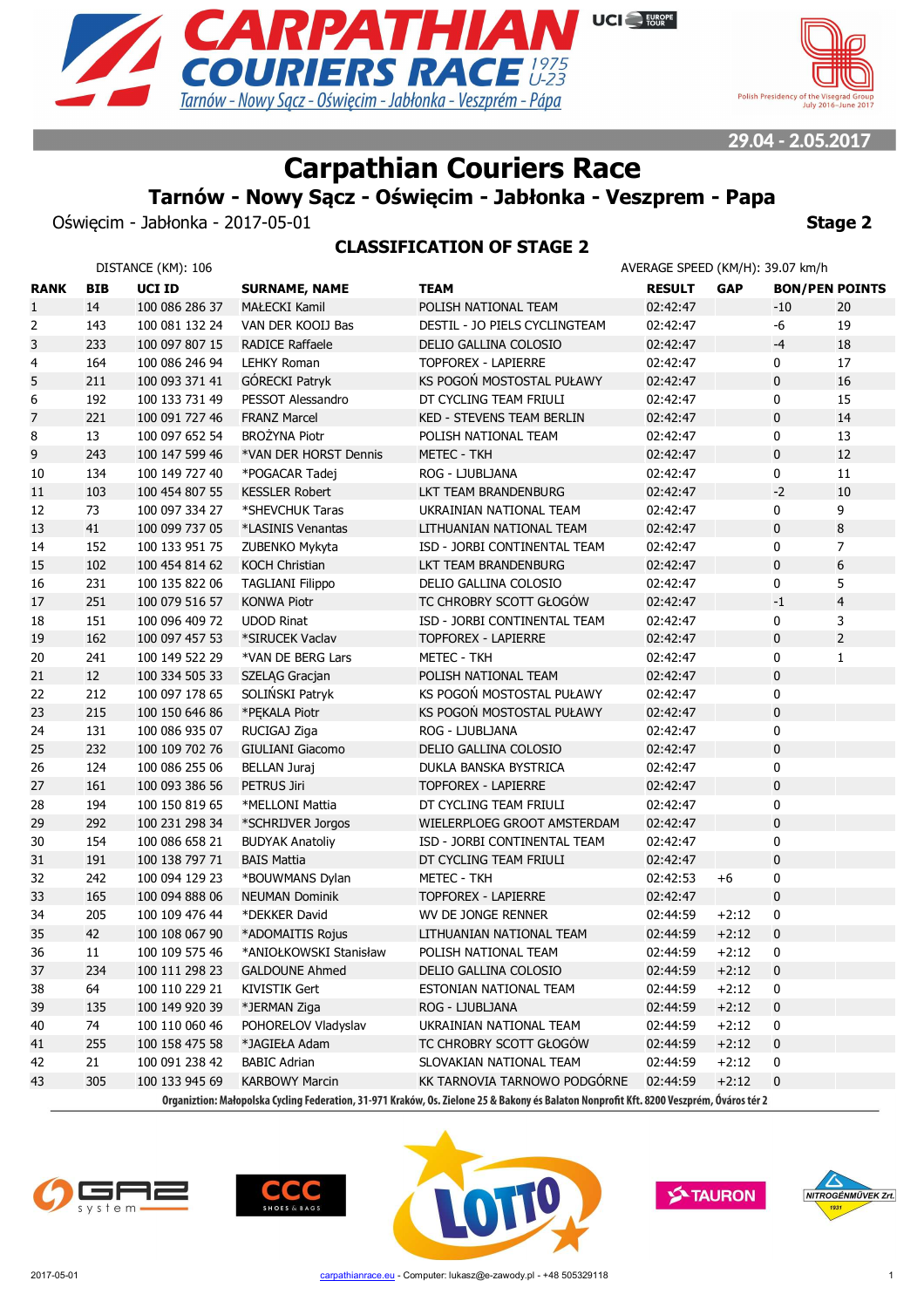# Carpathian Couriers Race

## Tarnów - Nowy Sącz - Oświęcim - Jabłonka - Veszprem - Papa

29.04 - 2.05.2017

Oświęcim - Jabłonka - 2017-05-01 **Stage 2**

### CLASSIFICATION OF STAGE 2

DISTANCE (KM): 106 AVERAGE SPEED (KM/H): 39.07 km/h

| RANK | BIB | UCI ID | SURNAME, NAME | TEAM | RESULT | GAP | BON/PEN | POINTS |
|---|---|---|---|---|---|---|---|---|
| 1 | 14 | 100 086 286 37 | MAŁECKI Kamil | POLISH NATIONAL TEAM | 02:42:47 | | -10 | 20 |
| 2 | 143 | 100 081 132 24 | VAN DER KOOIJ Bas | DESTIL - JO PIELS CYCLINGTEAM | 02:42:47 | | -6 | 19 |
| 3 | 233 | 100 097 807 15 | RADICE Raffaele | DELIO GALLINA COLOSIO | 02:42:47 | | -4 | 18 |
| 4 | 164 | 100 086 246 94 | LEHKY Roman | TOPFOREX - LAPIERRE | 02:42:47 | | 0 | 17 |
| 5 | 211 | 100 093 371 41 | GÓRECKI Patryk | KS POGOŃ MOSTOSTAL PUŁAWY | 02:42:47 | | 0 | 16 |
| 6 | 192 | 100 133 731 49 | PESSOT Alessandro | DT CYCLING TEAM FRIULI | 02:42:47 | | 0 | 15 |
| 7 | 221 | 100 091 727 46 | FRANZ Marcel | KED - STEVENS TEAM BERLIN | 02:42:47 | | 0 | 14 |
| 8 | 13 | 100 097 652 54 | BROŻYNA Piotr | POLISH NATIONAL TEAM | 02:42:47 | | 0 | 13 |
| 9 | 243 | 100 147 599 46 | *VAN DER HORST Dennis | METEC - TKH | 02:42:47 | | 0 | 12 |
| 10 | 134 | 100 149 727 40 | *POGACAR Tadej | ROG - LJUBLJANA | 02:42:47 | | 0 | 11 |
| 11 | 103 | 100 454 807 55 | KESSLER Robert | LKT TEAM BRANDENBURG | 02:42:47 | | -2 | 10 |
| 12 | 73 | 100 097 334 27 | *SHEVCHUK Taras | UKRAINIAN NATIONAL TEAM | 02:42:47 | | 0 | 9 |
| 13 | 41 | 100 099 737 05 | *LASINIS Venantas | LITHUANIAN NATIONAL TEAM | 02:42:47 | | 0 | 8 |
| 14 | 152 | 100 133 951 75 | ZUBENKO Mykyta | ISD - JORBI CONTINENTAL TEAM | 02:42:47 | | 0 | 7 |
| 15 | 102 | 100 454 814 62 | KOCH Christian | LKT TEAM BRANDENBURG | 02:42:47 | | 0 | 6 |
| 16 | 231 | 100 135 822 06 | TAGLIANI Filippo | DELIO GALLINA COLOSIO | 02:42:47 | | 0 | 5 |
| 17 | 251 | 100 079 516 57 | KONWA Piotr | TC CHROBRY SCOTT GŁOGÓW | 02:42:47 | | -1 | 4 |
| 18 | 151 | 100 096 409 72 | UDOD Rinat | ISD - JORBI CONTINENTAL TEAM | 02:42:47 | | 0 | 3 |
| 19 | 162 | 100 097 457 53 | *SIRUCEK Vaclav | TOPFOREX - LAPIERRE | 02:42:47 | | 0 | 2 |
| 20 | 241 | 100 149 522 29 | *VAN DE BERG Lars | METEC - TKH | 02:42:47 | | 0 | 1 |
| 21 | 12 | 100 334 505 33 | SZELĄG Gracjan | POLISH NATIONAL TEAM | 02:42:47 | | 0 | |
| 22 | 212 | 100 097 178 65 | SOLIŃSKI Patryk | KS POGOŃ MOSTOSTAL PUŁAWY | 02:42:47 | | 0 | |
| 23 | 215 | 100 150 646 86 | *PĘKALA Piotr | KS POGOŃ MOSTOSTAL PUŁAWY | 02:42:47 | | 0 | |
| 24 | 131 | 100 086 935 07 | RUCIGAJ Ziga | ROG - LJUBLJANA | 02:42:47 | | 0 | |
| 25 | 232 | 100 109 702 76 | GIULIANI Giacomo | DELIO GALLINA COLOSIO | 02:42:47 | | 0 | |
| 26 | 124 | 100 086 255 06 | BELLAN Juraj | DUKLA BANSKA BYSTRICA | 02:42:47 | | 0 | |
| 27 | 161 | 100 093 386 56 | PETRUS Jiri | TOPFOREX - LAPIERRE | 02:42:47 | | 0 | |
| 28 | 194 | 100 150 819 65 | *MELLONI Mattia | DT CYCLING TEAM FRIULI | 02:42:47 | | 0 | |
| 29 | 292 | 100 231 298 34 | *SCHRIJVER Jorgos | WIELERPLOEG GROOT AMSTERDAM | 02:42:47 | | 0 | |
| 30 | 154 | 100 086 658 21 | BUDYAK Anatoliy | ISD - JORBI CONTINENTAL TEAM | 02:42:47 | | 0 | |
| 31 | 191 | 100 138 797 71 | BAIS Mattia | DT CYCLING TEAM FRIULI | 02:42:47 | | 0 | |
| 32 | 242 | 100 094 129 23 | *BOUWMANS Dylan | METEC - TKH | 02:42:53 | +6 | 0 | |
| 33 | 165 | 100 094 888 06 | NEUMAN Dominik | TOPFOREX - LAPIERRE | 02:42:47 | | 0 | |
| 34 | 205 | 100 109 476 44 | *DEKKER David | WV DE JONGE RENNER | 02:44:59 | +2:12 | 0 | |
| 35 | 42 | 100 108 067 90 | *ADOMAITIS Rojus | LITHUANIAN NATIONAL TEAM | 02:44:59 | +2:12 | 0 | |
| 36 | 11 | 100 109 575 46 | *ANIOŁKOWSKI Stanisław | POLISH NATIONAL TEAM | 02:44:59 | +2:12 | 0 | |
| 37 | 234 | 100 111 298 23 | GALDOUNE Ahmed | DELIO GALLINA COLOSIO | 02:44:59 | +2:12 | 0 | |
| 38 | 64 | 100 110 229 21 | KIVISTIK Gert | ESTONIAN NATIONAL TEAM | 02:44:59 | +2:12 | 0 | |
| 39 | 135 | 100 149 920 39 | *JERMAN Ziga | ROG - LJUBLJANA | 02:44:59 | +2:12 | 0 | |
| 40 | 74 | 100 110 060 46 | POHORELOV Vladyslav | UKRAINIAN NATIONAL TEAM | 02:44:59 | +2:12 | 0 | |
| 41 | 255 | 100 158 475 58 | *JAGIEŁA Adam | TC CHROBRY SCOTT GŁOGÓW | 02:44:59 | +2:12 | 0 | |
| 42 | 21 | 100 091 238 42 | BABIC Adrian | SLOVAKIAN NATIONAL TEAM | 02:44:59 | +2:12 | 0 | |
| 43 | 305 | 100 133 945 69 | KARBOWY Marcin | KK TARNOVIA TARNOWO PODGÓRNE | 02:44:59 | +2:12 | 0 | |

Organiztion: Małopolska Cycling Federation, 31-971 Kraków, Os. Zielone 25 & Bakony és Balaton Nonprofit Kft. 8200 Veszprém, Óváros tér 2

2017-05-01 carpathianrace.eu - Computer: lukasz@e-zawody.pl - +48 505329118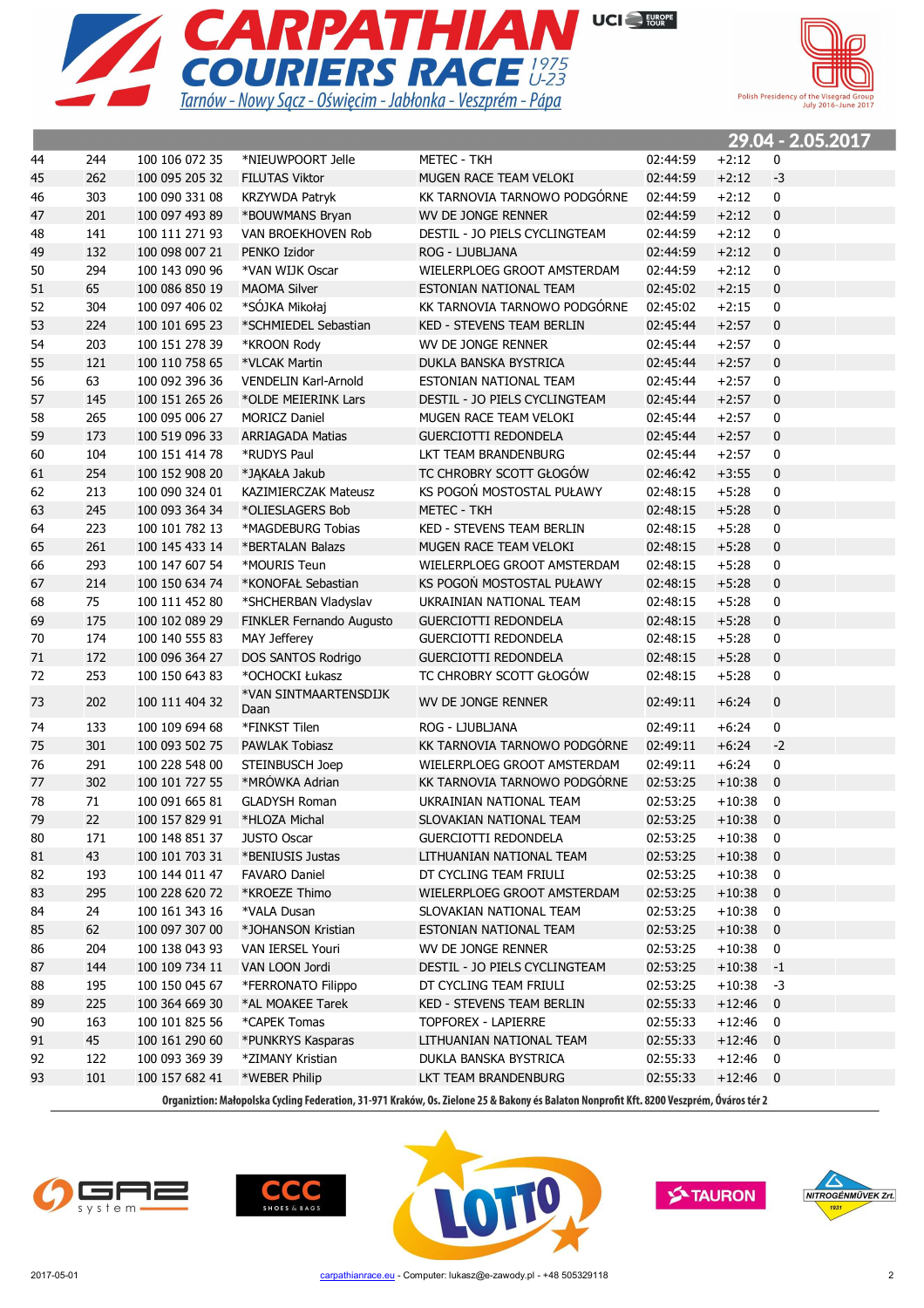# CARPATHIAN COURIERS RACE 1975 U-23

Tarnów - Nowy Sącz - Oświęcim - Jabłonka - Veszprém - Pápa

UCI EUROPE TOUR

Polish Presidency of the Visegrad Group July 2016–June 2017

**29.04 - 2.05.2017**

| | | | | | | | |
|---|---|---|---|---|---|---|---|
| 44 | 244 | 100 106 072 35 | *NIEUWPOORT Jelle | METEC - TKH | 02:44:59 | +2:12 | 0 |
| 45 | 262 | 100 095 205 32 | FILUTAS Viktor | MUGEN RACE TEAM VELOKI | 02:44:59 | +2:12 | -3 |
| 46 | 303 | 100 090 331 08 | KRZYWDA Patryk | KK TARNOVIA TARNOWO PODGÓRNE | 02:44:59 | +2:12 | 0 |
| 47 | 201 | 100 097 493 89 | *BOUWMANS Bryan | WV DE JONGE RENNER | 02:44:59 | +2:12 | 0 |
| 48 | 141 | 100 111 271 93 | VAN BROEKHOVEN Rob | DESTIL - JO PIELS CYCLINGTEAM | 02:44:59 | +2:12 | 0 |
| 49 | 132 | 100 098 007 21 | PENKO Izidor | ROG - LJUBLJANA | 02:44:59 | +2:12 | 0 |
| 50 | 294 | 100 143 090 96 | *VAN WIJK Oscar | WIELERPLOEG GROOT AMSTERDAM | 02:44:59 | +2:12 | 0 |
| 51 | 65 | 100 086 850 19 | MAOMA Silver | ESTONIAN NATIONAL TEAM | 02:45:02 | +2:15 | 0 |
| 52 | 304 | 100 097 406 02 | *SÓJKA Mikołaj | KK TARNOVIA TARNOWO PODGÓRNE | 02:45:02 | +2:15 | 0 |
| 53 | 224 | 100 101 695 23 | *SCHMIEDEL Sebastian | KED - STEVENS TEAM BERLIN | 02:45:44 | +2:57 | 0 |
| 54 | 203 | 100 151 278 39 | *KROON Rody | WV DE JONGE RENNER | 02:45:44 | +2:57 | 0 |
| 55 | 121 | 100 110 758 65 | *VLCAK Martin | DUKLA BANSKA BYSTRICA | 02:45:44 | +2:57 | 0 |
| 56 | 63 | 100 092 396 36 | VENDELIN Karl-Arnold | ESTONIAN NATIONAL TEAM | 02:45:44 | +2:57 | 0 |
| 57 | 145 | 100 151 265 26 | *OLDE MEIERINK Lars | DESTIL - JO PIELS CYCLINGTEAM | 02:45:44 | +2:57 | 0 |
| 58 | 265 | 100 095 006 27 | MORICZ Daniel | MUGEN RACE TEAM VELOKI | 02:45:44 | +2:57 | 0 |
| 59 | 173 | 100 519 096 33 | ARRIAGADA Matias | GUERCIOTTI REDONDELA | 02:45:44 | +2:57 | 0 |
| 60 | 104 | 100 151 414 78 | *RUDYS Paul | LKT TEAM BRANDENBURG | 02:45:44 | +2:57 | 0 |
| 61 | 254 | 100 152 908 20 | *JAKAŁA Jakub | TC CHROBRY SCOTT GŁOGÓW | 02:46:42 | +3:55 | 0 |
| 62 | 213 | 100 090 324 01 | KAZIMIERCZAK Mateusz | KS POGOŃ MOSTOSTAL PUŁAWY | 02:48:15 | +5:28 | 0 |
| 63 | 245 | 100 093 364 34 | *OLIESLAGERS Bob | METEC - TKH | 02:48:15 | +5:28 | 0 |
| 64 | 223 | 100 101 782 13 | *MAGDEBURG Tobias | KED - STEVENS TEAM BERLIN | 02:48:15 | +5:28 | 0 |
| 65 | 261 | 100 145 433 14 | *BERTALAN Balazs | MUGEN RACE TEAM VELOKI | 02:48:15 | +5:28 | 0 |
| 66 | 293 | 100 147 607 54 | *MOURIS Teun | WIELERPLOEG GROOT AMSTERDAM | 02:48:15 | +5:28 | 0 |
| 67 | 214 | 100 150 634 74 | *KONOFAŁ Sebastian | KS POGOŃ MOSTOSTAL PUŁAWY | 02:48:15 | +5:28 | 0 |
| 68 | 75 | 100 111 452 80 | *SHCHERBAN Vladyslav | UKRAINIAN NATIONAL TEAM | 02:48:15 | +5:28 | 0 |
| 69 | 175 | 100 102 089 29 | FINKLER Fernando Augusto | GUERCIOTTI REDONDELA | 02:48:15 | +5:28 | 0 |
| 70 | 174 | 100 140 555 83 | MAY Jefferey | GUERCIOTTI REDONDELA | 02:48:15 | +5:28 | 0 |
| 71 | 172 | 100 096 364 27 | DOS SANTOS Rodrigo | GUERCIOTTI REDONDELA | 02:48:15 | +5:28 | 0 |
| 72 | 253 | 100 150 643 83 | *OCHOCKI Łukasz | TC CHROBRY SCOTT GŁOGÓW | 02:48:15 | +5:28 | 0 |
| 73 | 202 | 100 111 404 32 | *VAN SINTMAARTENSDIJK Daan | WV DE JONGE RENNER | 02:49:11 | +6:24 | 0 |
| 74 | 133 | 100 109 694 68 | *FINKST Tilen | ROG - LJUBLJANA | 02:49:11 | +6:24 | 0 |
| 75 | 301 | 100 093 502 75 | PAWLAK Tobiasz | KK TARNOVIA TARNOWO PODGÓRNE | 02:49:11 | +6:24 | -2 |
| 76 | 291 | 100 228 548 00 | STEINBUSCH Joep | WIELERPLOEG GROOT AMSTERDAM | 02:49:11 | +6:24 | 0 |
| 77 | 302 | 100 101 727 55 | *MRÓWKA Adrian | KK TARNOVIA TARNOWO PODGÓRNE | 02:53:25 | +10:38 | 0 |
| 78 | 71 | 100 091 665 81 | GLADYSH Roman | UKRAINIAN NATIONAL TEAM | 02:53:25 | +10:38 | 0 |
| 79 | 22 | 100 157 829 91 | *HLOZA Michal | SLOVAKIAN NATIONAL TEAM | 02:53:25 | +10:38 | 0 |
| 80 | 171 | 100 148 851 37 | JUSTO Oscar | GUERCIOTTI REDONDELA | 02:53:25 | +10:38 | 0 |
| 81 | 43 | 100 101 703 31 | *BENIUSIS Justas | LITHUANIAN NATIONAL TEAM | 02:53:25 | +10:38 | 0 |
| 82 | 193 | 100 144 011 47 | FAVARO Daniel | DT CYCLING TEAM FRIULI | 02:53:25 | +10:38 | 0 |
| 83 | 295 | 100 228 620 72 | *KROEZE Thimo | WIELERPLOEG GROOT AMSTERDAM | 02:53:25 | +10:38 | 0 |
| 84 | 24 | 100 161 343 16 | *VALA Dusan | SLOVAKIAN NATIONAL TEAM | 02:53:25 | +10:38 | 0 |
| 85 | 62 | 100 097 307 00 | *JOHANSON Kristian | ESTONIAN NATIONAL TEAM | 02:53:25 | +10:38 | 0 |
| 86 | 204 | 100 138 043 93 | VAN IERSEL Youri | WV DE JONGE RENNER | 02:53:25 | +10:38 | 0 |
| 87 | 144 | 100 109 734 11 | VAN LOON Jordi | DESTIL - JO PIELS CYCLINGTEAM | 02:53:25 | +10:38 | -1 |
| 88 | 195 | 100 150 045 67 | *FERRONATO Filippo | DT CYCLING TEAM FRIULI | 02:53:25 | +10:38 | -3 |
| 89 | 225 | 100 364 669 30 | *AL MOAKEE Tarek | KED - STEVENS TEAM BERLIN | 02:55:33 | +12:46 | 0 |
| 90 | 163 | 100 101 825 56 | *CAPEK Tomas | TOPFOREX - LAPIERRE | 02:55:33 | +12:46 | 0 |
| 91 | 45 | 100 161 290 60 | *PUNKRYS Kasparas | LITHUANIAN NATIONAL TEAM | 02:55:33 | +12:46 | 0 |
| 92 | 122 | 100 093 369 39 | *ZIMANY Kristian | DUKLA BANSKA BYSTRICA | 02:55:33 | +12:46 | 0 |
| 93 | 101 | 100 157 682 41 | *WEBER Philip | LKT TEAM BRANDENBURG | 02:55:33 | +12:46 | 0 |

**Organiztion: Małopolska Cycling Federation, 31-971 Kraków, Os. Zielone 25 & Bakony és Balaton Nonprofit Kft. 8200 Veszprém, Óváros tér 2**

GAZ system · CCC SHOES & BAGS · LOTTO · TAURON · NITROGÉNMŰVEK Zrt.

2017-05-01 · carpathianrace.eu - Computer: lukasz@e-zawody.pl - +48 505329118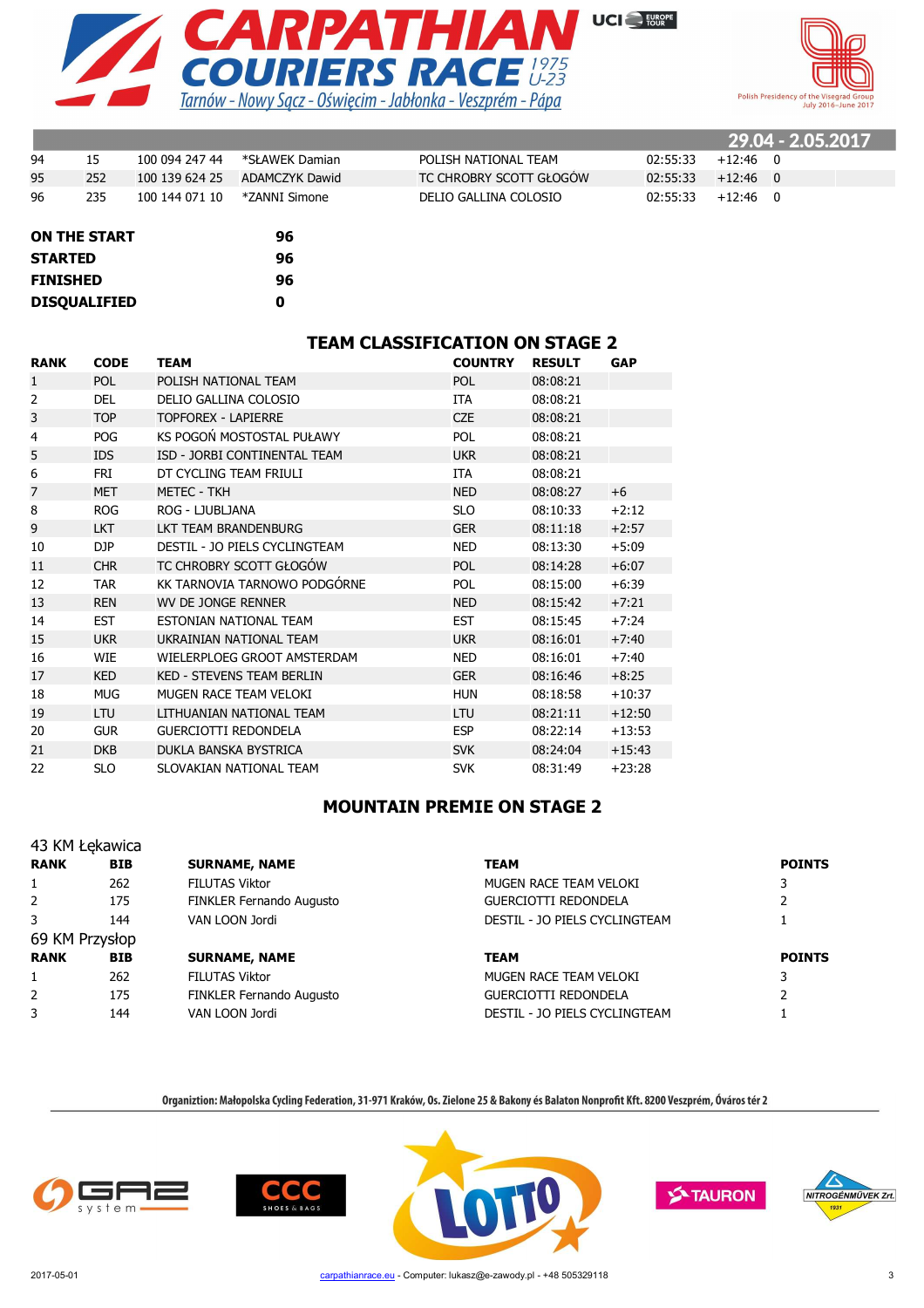| | | | | | | | |
|---|---|---|---|---|---|---|---|
| 94 | 15 | 100 094 247 44 | *SŁAWEK Damian | POLISH NATIONAL TEAM | 02:55:33 | +12:46 | 0 |
| 95 | 252 | 100 139 624 25 | ADAMCZYK Dawid | TC CHROBRY SCOTT GŁOGÓW | 02:55:33 | +12:46 | 0 |
| 96 | 235 | 100 144 071 10 | *ZANNI Simone | DELIO GALLINA COLOSIO | 02:55:33 | +12:46 | 0 |

| | |
|---|---|
| **ON THE START** | **96** |
| **STARTED** | **96** |
| **FINISHED** | **96** |
| **DISQUALIFIED** | **0** |

## TEAM CLASSIFICATION ON STAGE 2

| RANK | CODE | TEAM | COUNTRY | RESULT | GAP |
|---|---|---|---|---|---|
| 1 | POL | POLISH NATIONAL TEAM | POL | 08:08:21 | |
| 2 | DEL | DELIO GALLINA COLOSIO | ITA | 08:08:21 | |
| 3 | TOP | TOPFOREX - LAPIERRE | CZE | 08:08:21 | |
| 4 | POG | KS POGOŃ MOSTOSTAL PUŁAWY | POL | 08:08:21 | |
| 5 | IDS | ISD - JORBI CONTINENTAL TEAM | UKR | 08:08:21 | |
| 6 | FRI | DT CYCLING TEAM FRIULI | ITA | 08:08:21 | |
| 7 | MET | METEC - TKH | NED | 08:08:27 | +6 |
| 8 | ROG | ROG - LJUBLJANA | SLO | 08:10:33 | +2:12 |
| 9 | LKT | LKT TEAM BRANDENBURG | GER | 08:11:18 | +2:57 |
| 10 | DJP | DESTIL - JO PIELS CYCLINGTEAM | NED | 08:13:30 | +5:09 |
| 11 | CHR | TC CHROBRY SCOTT GŁOGÓW | POL | 08:14:28 | +6:07 |
| 12 | TAR | KK TARNOVIA TARNOWO PODGÓRNE | POL | 08:15:00 | +6:39 |
| 13 | REN | WV DE JONGE RENNER | NED | 08:15:42 | +7:21 |
| 14 | EST | ESTONIAN NATIONAL TEAM | EST | 08:15:45 | +7:24 |
| 15 | UKR | UKRAINIAN NATIONAL TEAM | UKR | 08:16:01 | +7:40 |
| 16 | WIE | WIELERPLOEG GROOT AMSTERDAM | NED | 08:16:01 | +7:40 |
| 17 | KED | KED - STEVENS TEAM BERLIN | GER | 08:16:46 | +8:25 |
| 18 | MUG | MUGEN RACE TEAM VELOKI | HUN | 08:18:58 | +10:37 |
| 19 | LTU | LITHUANIAN NATIONAL TEAM | LTU | 08:21:11 | +12:50 |
| 20 | GUR | GUERCIOTTI REDONDELA | ESP | 08:22:14 | +13:53 |
| 21 | DKB | DUKLA BANSKA BYSTRICA | SVK | 08:24:04 | +15:43 |
| 22 | SLO | SLOVAKIAN NATIONAL TEAM | SVK | 08:31:49 | +23:28 |

## MOUNTAIN PREMIE ON STAGE 2

43 KM Łękawica

| RANK | BIB | SURNAME, NAME | TEAM | POINTS |
|---|---|---|---|---|
| 1 | 262 | FILUTAS Viktor | MUGEN RACE TEAM VELOKI | 3 |
| 2 | 175 | FINKLER Fernando Augusto | GUERCIOTTI REDONDELA | 2 |
| 3 | 144 | VAN LOON Jordi | DESTIL - JO PIELS CYCLINGTEAM | 1 |

69 KM Przysłop

| RANK | BIB | SURNAME, NAME | TEAM | POINTS |
|---|---|---|---|---|
| 1 | 262 | FILUTAS Viktor | MUGEN RACE TEAM VELOKI | 3 |
| 2 | 175 | FINKLER Fernando Augusto | GUERCIOTTI REDONDELA | 2 |
| 3 | 144 | VAN LOON Jordi | DESTIL - JO PIELS CYCLINGTEAM | 1 |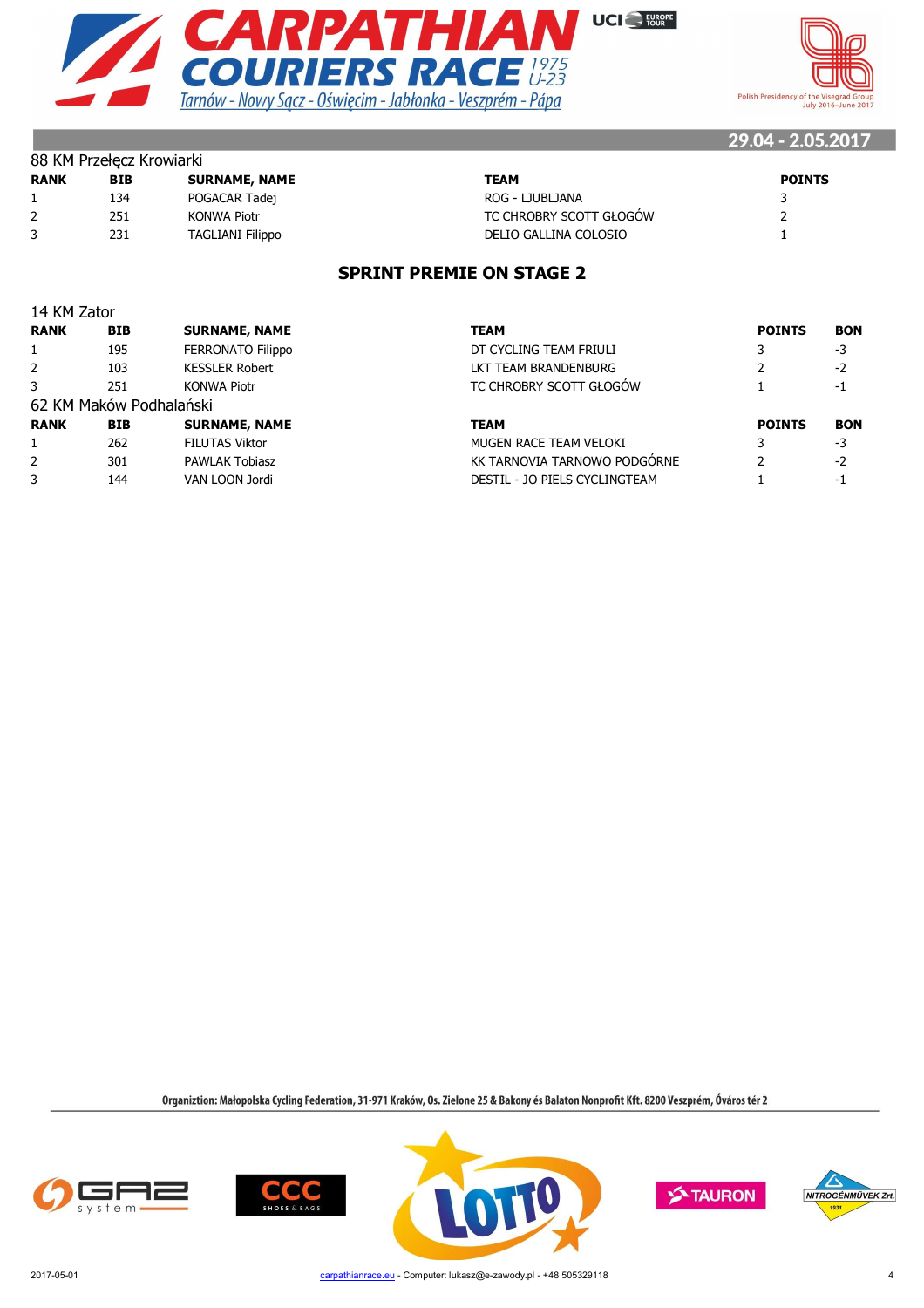88 KM Przełęcz Krowiarki

| RANK | BIB | SURNAME, NAME | TEAM | POINTS |
|---|---|---|---|---|
| 1 | 134 | POGACAR Tadej | ROG - LJUBLJANA | 3 |
| 2 | 251 | KONWA Piotr | TC CHROBRY SCOTT GŁOGÓW | 2 |
| 3 | 231 | TAGLIANI Filippo | DELIO GALLINA COLOSIO | 1 |

## SPRINT PREMIE ON STAGE 2

14 KM Zator

| RANK | BIB | SURNAME, NAME | TEAM | POINTS | BON |
|---|---|---|---|---|---|
| 1 | 195 | FERRONATO Filippo | DT CYCLING TEAM FRIULI | 3 | -3 |
| 2 | 103 | KESSLER Robert | LKT TEAM BRANDENBURG | 2 | -2 |
| 3 | 251 | KONWA Piotr | TC CHROBRY SCOTT GŁOGÓW | 1 | -1 |

62 KM Maków Podhalański

| RANK | BIB | SURNAME, NAME | TEAM | POINTS | BON |
|---|---|---|---|---|---|
| 1 | 262 | FILUTAS Viktor | MUGEN RACE TEAM VELOKI | 3 | -3 |
| 2 | 301 | PAWLAK Tobiasz | KK TARNOVIA TARNOWO PODGÓRNE | 2 | -2 |
| 3 | 144 | VAN LOON Jordi | DESTIL - JO PIELS CYCLINGTEAM | 1 | -1 |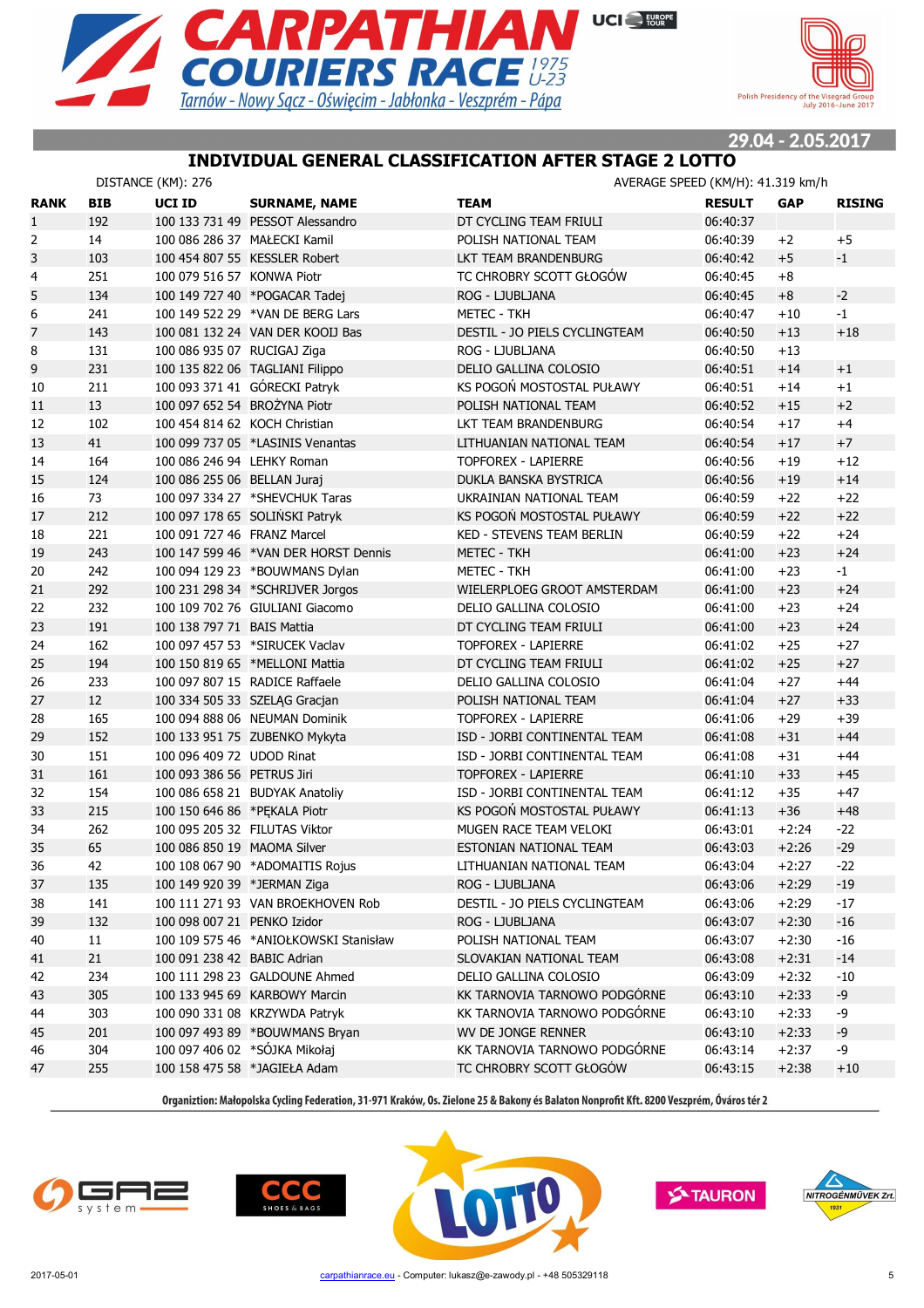# CARPATHIAN COURIERS RACE 1975 U-23

Tarnów - Nowy Sącz - Oświęcim - Jabłonka - Veszprém - Pápa

Polish Presidency of the Visegrad Group July 2016–June 2017

29.04 - 2.05.2017

## INDIVIDUAL GENERAL CLASSIFICATION AFTER STAGE 2 LOTTO

DISTANCE (KM): 276 AVERAGE SPEED (KM/H): 41.319 km/h

| RANK | BIB | UCI ID | SURNAME, NAME | TEAM | RESULT | GAP | RISING |
|---|---|---|---|---|---|---|---|
| 1 | 192 | 100 133 731 49 | PESSOT Alessandro | DT CYCLING TEAM FRIULI | 06:40:37 | | |
| 2 | 14 | 100 086 286 37 | MAŁECKI Kamil | POLISH NATIONAL TEAM | 06:40:39 | +2 | +5 |
| 3 | 103 | 100 454 807 55 | KESSLER Robert | LKT TEAM BRANDENBURG | 06:40:42 | +5 | -1 |
| 4 | 251 | 100 079 516 57 | KONWA Piotr | TC CHROBRY SCOTT GŁOGÓW | 06:40:45 | +8 | |
| 5 | 134 | 100 149 727 40 | *POGACAR Tadej | ROG - LJUBLJANA | 06:40:45 | +8 | -2 |
| 6 | 241 | 100 149 522 29 | *VAN DE BERG Lars | METEC - TKH | 06:40:47 | +10 | -1 |
| 7 | 143 | 100 081 132 24 | VAN DER KOOIJ Bas | DESTIL - JO PIELS CYCLINGTEAM | 06:40:50 | +13 | +18 |
| 8 | 131 | 100 086 935 07 | RUCIGAJ Ziga | ROG - LJUBLJANA | 06:40:50 | +13 | |
| 9 | 231 | 100 135 822 06 | TAGLIANI Filippo | DELIO GALLINA COLOSIO | 06:40:51 | +14 | +1 |
| 10 | 211 | 100 093 371 41 | GÓRECKI Patryk | KS POGOŃ MOSTOSTAL PUŁAWY | 06:40:51 | +14 | +1 |
| 11 | 13 | 100 097 652 54 | BROŻYNA Piotr | POLISH NATIONAL TEAM | 06:40:52 | +15 | +2 |
| 12 | 102 | 100 454 814 62 | KOCH Christian | LKT TEAM BRANDENBURG | 06:40:54 | +17 | +4 |
| 13 | 41 | 100 099 737 05 | *LASINIS Venantas | LITHUANIAN NATIONAL TEAM | 06:40:54 | +17 | +7 |
| 14 | 164 | 100 086 246 94 | LEHKY Roman | TOPFOREX - LAPIERRE | 06:40:56 | +19 | +12 |
| 15 | 124 | 100 086 255 06 | BELLAN Juraj | DUKLA BANSKA BYSTRICA | 06:40:56 | +19 | +14 |
| 16 | 73 | 100 097 334 27 | *SHEVCHUK Taras | UKRAINIAN NATIONAL TEAM | 06:40:59 | +22 | +22 |
| 17 | 212 | 100 097 178 65 | SOLIŃSKI Patryk | KS POGOŃ MOSTOSTAL PUŁAWY | 06:40:59 | +22 | +22 |
| 18 | 221 | 100 091 727 46 | FRANZ Marcel | KED - STEVENS TEAM BERLIN | 06:40:59 | +22 | +24 |
| 19 | 243 | 100 147 599 46 | *VAN DER HORST Dennis | METEC - TKH | 06:41:00 | +23 | +24 |
| 20 | 242 | 100 094 129 23 | *BOUWMANS Dylan | METEC - TKH | 06:41:00 | +23 | -1 |
| 21 | 292 | 100 231 298 34 | *SCHRIJVER Jorgos | WIELERPLOEG GROOT AMSTERDAM | 06:41:00 | +23 | +24 |
| 22 | 232 | 100 109 702 76 | GIULIANI Giacomo | DELIO GALLINA COLOSIO | 06:41:00 | +23 | +24 |
| 23 | 191 | 100 138 797 71 | BAIS Mattia | DT CYCLING TEAM FRIULI | 06:41:00 | +23 | +24 |
| 24 | 162 | 100 097 457 53 | *SIRUCEK Vaclav | TOPFOREX - LAPIERRE | 06:41:02 | +25 | +27 |
| 25 | 194 | 100 150 819 65 | *MELLONI Mattia | DT CYCLING TEAM FRIULI | 06:41:02 | +25 | +27 |
| 26 | 233 | 100 097 807 15 | RADICE Raffaele | DELIO GALLINA COLOSIO | 06:41:04 | +27 | +44 |
| 27 | 12 | 100 334 505 33 | SZELĄG Gracjan | POLISH NATIONAL TEAM | 06:41:04 | +27 | +33 |
| 28 | 165 | 100 094 888 06 | NEUMAN Dominik | TOPFOREX - LAPIERRE | 06:41:06 | +29 | +39 |
| 29 | 152 | 100 133 951 75 | ZUBENKO Mykyta | ISD - JORBI CONTINENTAL TEAM | 06:41:08 | +31 | +44 |
| 30 | 151 | 100 096 409 72 | UDOD Rinat | ISD - JORBI CONTINENTAL TEAM | 06:41:08 | +31 | +44 |
| 31 | 161 | 100 093 386 56 | PETRUS Jiri | TOPFOREX - LAPIERRE | 06:41:10 | +33 | +45 |
| 32 | 154 | 100 086 658 21 | BUDYAK Anatoliy | ISD - JORBI CONTINENTAL TEAM | 06:41:12 | +35 | +47 |
| 33 | 215 | 100 150 646 86 | *PĘKALA Piotr | KS POGOŃ MOSTOSTAL PUŁAWY | 06:41:13 | +36 | +48 |
| 34 | 262 | 100 095 205 32 | FILUTAS Viktor | MUGEN RACE TEAM VELOKI | 06:43:01 | +2:24 | -22 |
| 35 | 65 | 100 086 850 19 | MAOMA Silver | ESTONIAN NATIONAL TEAM | 06:43:03 | +2:26 | -29 |
| 36 | 42 | 100 108 067 90 | *ADOMAITIS Rojus | LITHUANIAN NATIONAL TEAM | 06:43:04 | +2:27 | -22 |
| 37 | 135 | 100 149 920 39 | *JERMAN Ziga | ROG - LJUBLJANA | 06:43:06 | +2:29 | -19 |
| 38 | 141 | 100 111 271 93 | VAN BROEKHOVEN Rob | DESTIL - JO PIELS CYCLINGTEAM | 06:43:06 | +2:29 | -17 |
| 39 | 132 | 100 098 007 21 | PENKO Izidor | ROG - LJUBLJANA | 06:43:07 | +2:30 | -16 |
| 40 | 11 | 100 109 575 46 | *ANIOŁKOWSKI Stanisław | POLISH NATIONAL TEAM | 06:43:07 | +2:30 | -16 |
| 41 | 21 | 100 091 238 42 | BABIC Adrian | SLOVAKIAN NATIONAL TEAM | 06:43:08 | +2:31 | -14 |
| 42 | 234 | 100 111 298 23 | GALDOUNE Ahmed | DELIO GALLINA COLOSIO | 06:43:09 | +2:32 | -10 |
| 43 | 305 | 100 133 945 69 | KARBOWY Marcin | KK TARNOVIA TARNOWO PODGÓRNE | 06:43:10 | +2:33 | -9 |
| 44 | 303 | 100 090 331 08 | KRZYWDA Patryk | KK TARNOVIA TARNOWO PODGÓRNE | 06:43:10 | +2:33 | -9 |
| 45 | 201 | 100 097 493 89 | *BOUWMANS Bryan | WV DE JONGE RENNER | 06:43:10 | +2:33 | -9 |
| 46 | 304 | 100 097 406 02 | *SÓJKA Mikołaj | KK TARNOVIA TARNOWO PODGÓRNE | 06:43:14 | +2:37 | -9 |
| 47 | 255 | 100 158 475 58 | *JAGIEŁA Adam | TC CHROBRY SCOTT GŁOGÓW | 06:43:15 | +2:38 | +10 |

Organiztion: Małopolska Cycling Federation, 31-971 Kraków, Os. Zielone 25 & Bakony és Balaton Nonprofit Kft. 8200 Veszprém, Óváros tér 2

2017-05-01 carpathianrace.eu - Computer: lukasz@e-zawody.pl - +48 505329118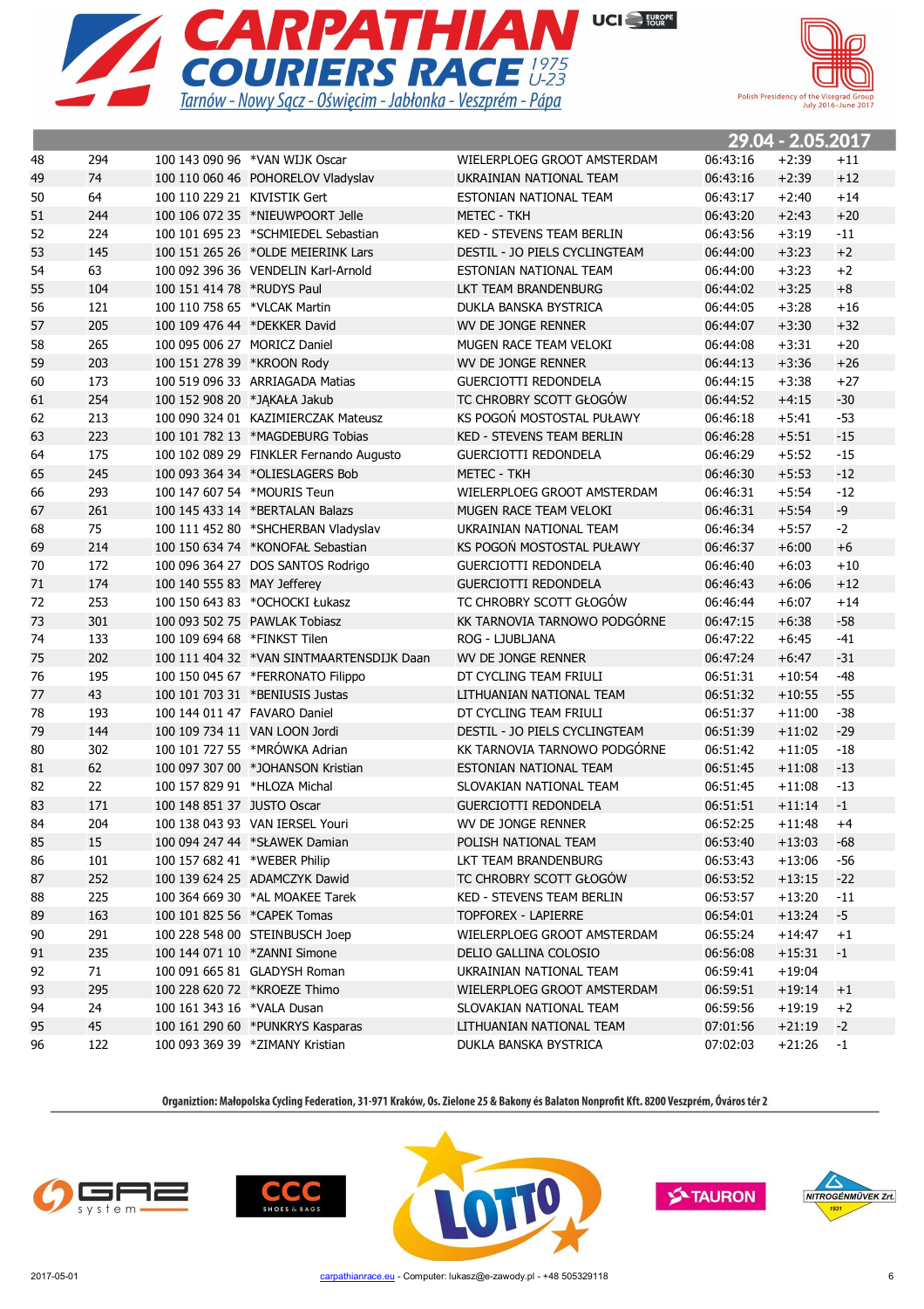# CARPATHIAN COURIERS RACE 1975 U-23

Tarnów - Nowy Sącz - Oświęcim - Jabłonka - Veszprém - Pápa

Polish Presidency of the Visegrad Group July 2016–June 2017

29.04 - 2.05.2017

| | | | | | | | |
|---|---|---|---|---|---|---|---|
| 48 | 294 | 100 143 090 96 | *VAN WIJK Oscar | WIELERPLOEG GROOT AMSTERDAM | 06:43:16 | +2:39 | +11 |
| 49 | 74 | 100 110 060 46 | POHORELOV Vladyslav | UKRAINIAN NATIONAL TEAM | 06:43:16 | +2:39 | +12 |
| 50 | 64 | 100 110 229 21 | KIVISTIK Gert | ESTONIAN NATIONAL TEAM | 06:43:17 | +2:40 | +14 |
| 51 | 244 | 100 106 072 35 | *NIEUWPOORT Jelle | METEC - TKH | 06:43:20 | +2:43 | +20 |
| 52 | 224 | 100 101 695 23 | *SCHMIEDEL Sebastian | KED - STEVENS TEAM BERLIN | 06:43:56 | +3:19 | -11 |
| 53 | 145 | 100 151 265 26 | *OLDE MEIERINK Lars | DESTIL - JO PIELS CYCLINGTEAM | 06:44:00 | +3:23 | +2 |
| 54 | 63 | 100 092 396 36 | VENDELIN Karl-Arnold | ESTONIAN NATIONAL TEAM | 06:44:00 | +3:23 | +2 |
| 55 | 104 | 100 151 414 78 | *RUDYS Paul | LKT TEAM BRANDENBURG | 06:44:02 | +3:25 | +8 |
| 56 | 121 | 100 110 758 65 | *VLCAK Martin | DUKLA BANSKA BYSTRICA | 06:44:05 | +3:28 | +16 |
| 57 | 205 | 100 109 476 44 | *DEKKER David | WV DE JONGE RENNER | 06:44:07 | +3:30 | +32 |
| 58 | 265 | 100 095 006 27 | MORICZ Daniel | MUGEN RACE TEAM VELOKI | 06:44:08 | +3:31 | +20 |
| 59 | 203 | 100 151 278 39 | *KROON Rody | WV DE JONGE RENNER | 06:44:13 | +3:36 | +26 |
| 60 | 173 | 100 519 096 33 | ARRIAGADA Matias | GUERCIOTTI REDONDELA | 06:44:15 | +3:38 | +27 |
| 61 | 254 | 100 152 908 20 | *JĄKAŁA Jakub | TC CHROBRY SCOTT GŁOGÓW | 06:44:52 | +4:15 | -30 |
| 62 | 213 | 100 090 324 01 | KAZIMIERCZAK Mateusz | KS POGOŃ MOSTOSTAL PUŁAWY | 06:46:18 | +5:41 | -53 |
| 63 | 223 | 100 101 782 13 | *MAGDEBURG Tobias | KED - STEVENS TEAM BERLIN | 06:46:28 | +5:51 | -15 |
| 64 | 175 | 100 102 089 29 | FINKLER Fernando Augusto | GUERCIOTTI REDONDELA | 06:46:29 | +5:52 | -15 |
| 65 | 245 | 100 093 364 34 | *OLIESLAGERS Bob | METEC - TKH | 06:46:30 | +5:53 | -12 |
| 66 | 293 | 100 147 607 54 | *MOURIS Teun | WIELERPLOEG GROOT AMSTERDAM | 06:46:31 | +5:54 | -12 |
| 67 | 261 | 100 145 433 14 | *BERTALAN Balazs | MUGEN RACE TEAM VELOKI | 06:46:31 | +5:54 | -9 |
| 68 | 75 | 100 111 452 80 | *SHCHERBAN Vladyslav | UKRAINIAN NATIONAL TEAM | 06:46:34 | +5:57 | -2 |
| 69 | 214 | 100 150 634 74 | *KONOFAŁ Sebastian | KS POGOŃ MOSTOSTAL PUŁAWY | 06:46:37 | +6:00 | +6 |
| 70 | 172 | 100 096 364 27 | DOS SANTOS Rodrigo | GUERCIOTTI REDONDELA | 06:46:40 | +6:03 | +10 |
| 71 | 174 | 100 140 555 83 | MAY Jefferey | GUERCIOTTI REDONDELA | 06:46:43 | +6:06 | +12 |
| 72 | 253 | 100 150 643 83 | *OCHOCKI Łukasz | TC CHROBRY SCOTT GŁOGÓW | 06:46:44 | +6:07 | +14 |
| 73 | 301 | 100 093 502 75 | PAWLAK Tobiasz | KK TARNOVIA TARNOWO PODGÓRNE | 06:47:15 | +6:38 | -58 |
| 74 | 133 | 100 109 694 68 | *FINKST Tilen | ROG - LJUBLJANA | 06:47:22 | +6:45 | -41 |
| 75 | 202 | 100 111 404 32 | *VAN SINTMAARTENSDIJK Daan | WV DE JONGE RENNER | 06:47:24 | +6:47 | -31 |
| 76 | 195 | 100 150 045 67 | *FERRONATO Filippo | DT CYCLING TEAM FRIULI | 06:51:31 | +10:54 | -48 |
| 77 | 43 | 100 101 703 31 | *BENIUSIS Justas | LITHUANIAN NATIONAL TEAM | 06:51:32 | +10:55 | -55 |
| 78 | 193 | 100 144 011 47 | FAVARO Daniel | DT CYCLING TEAM FRIULI | 06:51:37 | +11:00 | -38 |
| 79 | 144 | 100 109 734 11 | VAN LOON Jordi | DESTIL - JO PIELS CYCLINGTEAM | 06:51:39 | +11:02 | -29 |
| 80 | 302 | 100 101 727 55 | *MRÓWKA Adrian | KK TARNOVIA TARNOWO PODGÓRNE | 06:51:42 | +11:05 | -18 |
| 81 | 62 | 100 097 307 00 | *JOHANSON Kristian | ESTONIAN NATIONAL TEAM | 06:51:45 | +11:08 | -13 |
| 82 | 22 | 100 157 829 91 | *HLOZA Michal | SLOVAKIAN NATIONAL TEAM | 06:51:45 | +11:08 | -13 |
| 83 | 171 | 100 148 851 37 | JUSTO Oscar | GUERCIOTTI REDONDELA | 06:51:51 | +11:14 | -1 |
| 84 | 204 | 100 138 043 93 | VAN IERSEL Youri | WV DE JONGE RENNER | 06:52:25 | +11:48 | +4 |
| 85 | 15 | 100 094 247 44 | *SŁAWEK Damian | POLISH NATIONAL TEAM | 06:53:40 | +13:03 | -68 |
| 86 | 101 | 100 157 682 41 | *WEBER Philip | LKT TEAM BRANDENBURG | 06:53:43 | +13:06 | -56 |
| 87 | 252 | 100 139 624 25 | ADAMCZYK Dawid | TC CHROBRY SCOTT GŁOGÓW | 06:53:52 | +13:15 | -22 |
| 88 | 225 | 100 364 669 30 | *AL MOAKEE Tarek | KED - STEVENS TEAM BERLIN | 06:53:57 | +13:20 | -11 |
| 89 | 163 | 100 101 825 56 | *CAPEK Tomas | TOPFOREX - LAPIERRE | 06:54:01 | +13:24 | -5 |
| 90 | 291 | 100 228 548 00 | STEINBUSCH Joep | WIELERPLOEG GROOT AMSTERDAM | 06:55:24 | +14:47 | +1 |
| 91 | 235 | 100 144 071 10 | *ZANNI Simone | DELIO GALLINA COLOSIO | 06:56:08 | +15:31 | -1 |
| 92 | 71 | 100 091 665 81 | GLADYSH Roman | UKRAINIAN NATIONAL TEAM | 06:59:41 | +19:04 | |
| 93 | 295 | 100 228 620 72 | *KROEZE Thimo | WIELERPLOEG GROOT AMSTERDAM | 06:59:51 | +19:14 | +1 |
| 94 | 24 | 100 161 343 16 | *VALA Dusan | SLOVAKIAN NATIONAL TEAM | 06:59:56 | +19:19 | +2 |
| 95 | 45 | 100 161 290 60 | *PUNKRYS Kasparas | LITHUANIAN NATIONAL TEAM | 07:01:56 | +21:19 | -2 |
| 96 | 122 | 100 093 369 39 | *ZIMANY Kristian | DUKLA BANSKA BYSTRICA | 07:02:03 | +21:26 | -1 |

Organiztion: Małopolska Cycling Federation, 31-971 Kraków, Os. Zielone 25 & Bakony és Balaton Nonprofit Kft. 8200 Veszprém, Óváros tér 2

2017-05-01 carpathianrace.eu - Computer: lukasz@e-zawody.pl - +48 505329118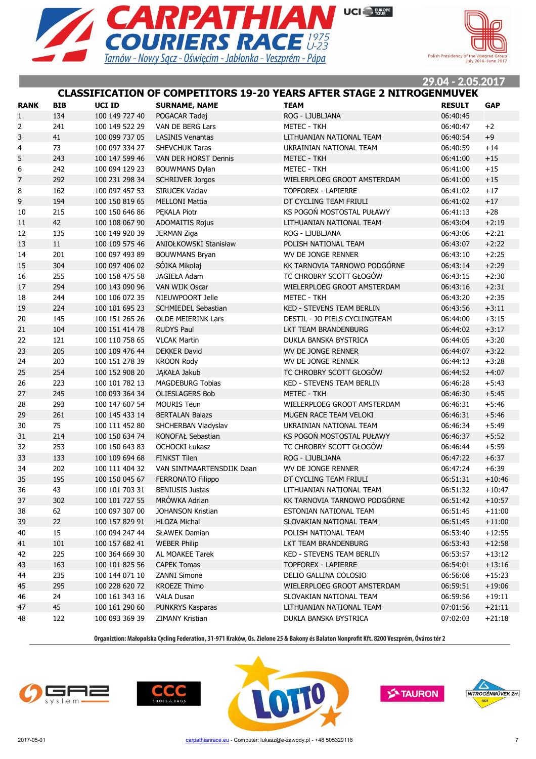# CARPATHIAN COURIERS RACE 1975 U-23

Tarnów - Nowy Sącz - Oświęcim - Jabłonka - Veszprém - Pápa

Polish Presidency of the Visegrad Group July 2016–June 2017

29.04 - 2.05.2017

## CLASSIFICATION OF COMPETITORS 19-20 YEARS AFTER STAGE 2 NITROGENMUVEK

| RANK | BIB | UCI ID | SURNAME, NAME | TEAM | RESULT | GAP |
|---|---|---|---|---|---|---|
| 1 | 134 | 100 149 727 40 | POGACAR Tadej | ROG - LJUBLJANA | 06:40:45 | |
| 2 | 241 | 100 149 522 29 | VAN DE BERG Lars | METEC - TKH | 06:40:47 | +2 |
| 3 | 41 | 100 099 737 05 | LASINIS Venantas | LITHUANIAN NATIONAL TEAM | 06:40:54 | +9 |
| 4 | 73 | 100 097 334 27 | SHEVCHUK Taras | UKRAINIAN NATIONAL TEAM | 06:40:59 | +14 |
| 5 | 243 | 100 147 599 46 | VAN DER HORST Dennis | METEC - TKH | 06:41:00 | +15 |
| 6 | 242 | 100 094 129 23 | BOUWMANS Dylan | METEC - TKH | 06:41:00 | +15 |
| 7 | 292 | 100 231 298 34 | SCHRIJVER Jorgos | WIELERPLOEG GROOT AMSTERDAM | 06:41:00 | +15 |
| 8 | 162 | 100 097 457 53 | SIRUCEK Vaclav | TOPFOREX - LAPIERRE | 06:41:02 | +17 |
| 9 | 194 | 100 150 819 65 | MELLONI Mattia | DT CYCLING TEAM FRIULI | 06:41:02 | +17 |
| 10 | 215 | 100 150 646 86 | PĘKALA Piotr | KS POGOŃ MOSTOSTAL PUŁAWY | 06:41:13 | +28 |
| 11 | 42 | 100 108 067 90 | ADOMAITIS Rojus | LITHUANIAN NATIONAL TEAM | 06:43:04 | +2:19 |
| 12 | 135 | 100 149 920 39 | JERMAN Ziga | ROG - LJUBLJANA | 06:43:06 | +2:21 |
| 13 | 11 | 100 109 575 46 | ANIOŁKOWSKI Stanisław | POLISH NATIONAL TEAM | 06:43:07 | +2:22 |
| 14 | 201 | 100 097 493 89 | BOUWMANS Bryan | WV DE JONGE RENNER | 06:43:10 | +2:25 |
| 15 | 304 | 100 097 406 02 | SÓJKA Mikołaj | KK TARNOVIA TARNOWO PODGÓRNE | 06:43:14 | +2:29 |
| 16 | 255 | 100 158 475 58 | JAGIEŁA Adam | TC CHROBRY SCOTT GŁOGÓW | 06:43:15 | +2:30 |
| 17 | 294 | 100 143 090 96 | VAN WIJK Oscar | WIELERPLOEG GROOT AMSTERDAM | 06:43:16 | +2:31 |
| 18 | 244 | 100 106 072 35 | NIEUWPOORT Jelle | METEC - TKH | 06:43:20 | +2:35 |
| 19 | 224 | 100 101 695 23 | SCHMIEDEL Sebastian | KED - STEVENS TEAM BERLIN | 06:43:56 | +3:11 |
| 20 | 145 | 100 151 265 26 | OLDE MEIERINK Lars | DESTIL - JO PIELS CYCLINGTEAM | 06:44:00 | +3:15 |
| 21 | 104 | 100 151 414 78 | RUDYS Paul | LKT TEAM BRANDENBURG | 06:44:02 | +3:17 |
| 22 | 121 | 100 110 758 65 | VLCAK Martin | DUKLA BANSKA BYSTRICA | 06:44:05 | +3:20 |
| 23 | 205 | 100 109 476 44 | DEKKER David | WV DE JONGE RENNER | 06:44:07 | +3:22 |
| 24 | 203 | 100 151 278 39 | KROON Rody | WV DE JONGE RENNER | 06:44:13 | +3:28 |
| 25 | 254 | 100 152 908 20 | JĄKAŁA Jakub | TC CHROBRY SCOTT GŁOGÓW | 06:44:52 | +4:07 |
| 26 | 223 | 100 101 782 13 | MAGDEBURG Tobias | KED - STEVENS TEAM BERLIN | 06:46:28 | +5:43 |
| 27 | 245 | 100 093 364 34 | OLIESLAGERS Bob | METEC - TKH | 06:46:30 | +5:45 |
| 28 | 293 | 100 147 607 54 | MOURIS Teun | WIELERPLOEG GROOT AMSTERDAM | 06:46:31 | +5:46 |
| 29 | 261 | 100 145 433 14 | BERTALAN Balazs | MUGEN RACE TEAM VELOKI | 06:46:31 | +5:46 |
| 30 | 75 | 100 111 452 80 | SHCHERBAN Vladyslav | UKRAINIAN NATIONAL TEAM | 06:46:34 | +5:49 |
| 31 | 214 | 100 150 634 74 | KONOFAŁ Sebastian | KS POGOŃ MOSTOSTAL PUŁAWY | 06:46:37 | +5:52 |
| 32 | 253 | 100 150 643 83 | OCHOCKI Łukasz | TC CHROBRY SCOTT GŁOGÓW | 06:46:44 | +5:59 |
| 33 | 133 | 100 109 694 68 | FINKST Tilen | ROG - LJUBLJANA | 06:47:22 | +6:37 |
| 34 | 202 | 100 111 404 32 | VAN SINTMAARTENSDIJK Daan | WV DE JONGE RENNER | 06:47:24 | +6:39 |
| 35 | 195 | 100 150 045 67 | FERRONATO Filippo | DT CYCLING TEAM FRIULI | 06:51:31 | +10:46 |
| 36 | 43 | 100 101 703 31 | BENIUSIS Justas | LITHUANIAN NATIONAL TEAM | 06:51:32 | +10:47 |
| 37 | 302 | 100 101 727 55 | MRÓWKA Adrian | KK TARNOVIA TARNOWO PODGÓRNE | 06:51:42 | +10:57 |
| 38 | 62 | 100 097 307 00 | JOHANSON Kristian | ESTONIAN NATIONAL TEAM | 06:51:45 | +11:00 |
| 39 | 22 | 100 157 829 91 | HLOZA Michal | SLOVAKIAN NATIONAL TEAM | 06:51:45 | +11:00 |
| 40 | 15 | 100 094 247 44 | SŁAWEK Damian | POLISH NATIONAL TEAM | 06:53:40 | +12:55 |
| 41 | 101 | 100 157 682 41 | WEBER Philip | LKT TEAM BRANDENBURG | 06:53:43 | +12:58 |
| 42 | 225 | 100 364 669 30 | AL MOAKEE Tarek | KED - STEVENS TEAM BERLIN | 06:53:57 | +13:12 |
| 43 | 163 | 100 101 825 56 | CAPEK Tomas | TOPFOREX - LAPIERRE | 06:54:01 | +13:16 |
| 44 | 235 | 100 144 071 10 | ZANNI Simone | DELIO GALLINA COLOSIO | 06:56:08 | +15:23 |
| 45 | 295 | 100 228 620 72 | KROEZE Thimo | WIELERPLOEG GROOT AMSTERDAM | 06:59:51 | +19:06 |
| 46 | 24 | 100 161 343 16 | VALA Dusan | SLOVAKIAN NATIONAL TEAM | 06:59:56 | +19:11 |
| 47 | 45 | 100 161 290 60 | PUNKRYS Kasparas | LITHUANIAN NATIONAL TEAM | 07:01:56 | +21:11 |
| 48 | 122 | 100 093 369 39 | ZIMANY Kristian | DUKLA BANSKA BYSTRICA | 07:02:03 | +21:18 |

Organiztion: Małopolska Cycling Federation, 31-971 Kraków, Os. Zielone 25 & Bakony és Balaton Nonprofit Kft. 8200 Veszprém, Óváros tér 2

2017-05-01 carpathianrace.eu - Computer: lukasz@e-zawody.pl - +48 505329118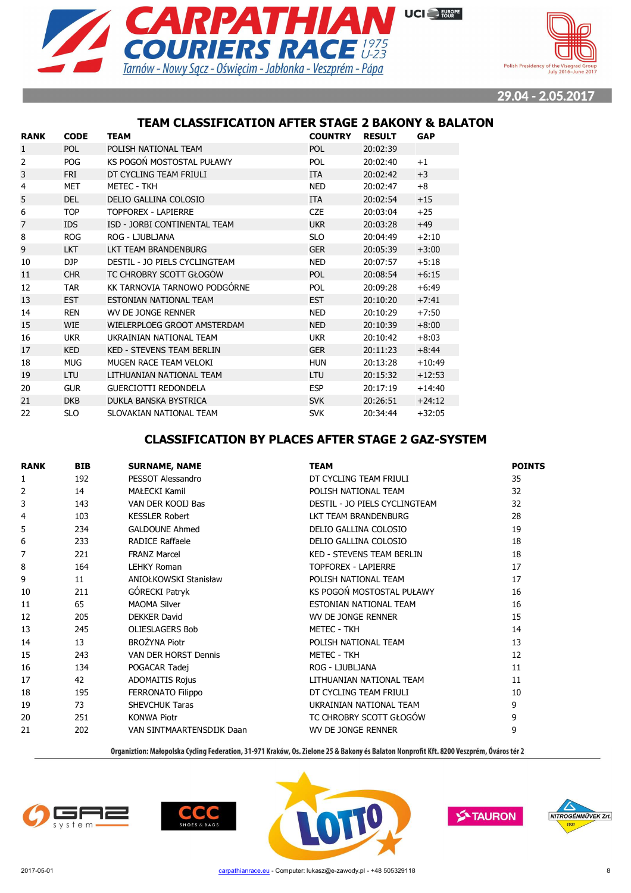# CARPATHIAN COURIERS RACE 1975 U-23

Tarnów - Nowy Sącz - Oświęcim - Jabłonka - Veszprém - Pápa

Polish Presidency of the Visegrad Group July 2016–June 2017

29.04 - 2.05.2017

## TEAM CLASSIFICATION AFTER STAGE 2 BAKONY & BALATON

| RANK | CODE | TEAM | COUNTRY | RESULT | GAP |
|---|---|---|---|---|---|
| 1 | POL | POLISH NATIONAL TEAM | POL | 20:02:39 | |
| 2 | POG | KS POGOŃ MOSTOSTAL PUŁAWY | POL | 20:02:40 | +1 |
| 3 | FRI | DT CYCLING TEAM FRIULI | ITA | 20:02:42 | +3 |
| 4 | MET | METEC - TKH | NED | 20:02:47 | +8 |
| 5 | DEL | DELIO GALLINA COLOSIO | ITA | 20:02:54 | +15 |
| 6 | TOP | TOPFOREX - LAPIERRE | CZE | 20:03:04 | +25 |
| 7 | IDS | ISD - JORBI CONTINENTAL TEAM | UKR | 20:03:28 | +49 |
| 8 | ROG | ROG - LJUBLJANA | SLO | 20:04:49 | +2:10 |
| 9 | LKT | LKT TEAM BRANDENBURG | GER | 20:05:39 | +3:00 |
| 10 | DJP | DESTIL - JO PIELS CYCLINGTEAM | NED | 20:07:57 | +5:18 |
| 11 | CHR | TC CHROBRY SCOTT GŁOGÓW | POL | 20:08:54 | +6:15 |
| 12 | TAR | KK TARNOVIA TARNOWO PODGÓRNE | POL | 20:09:28 | +6:49 |
| 13 | EST | ESTONIAN NATIONAL TEAM | EST | 20:10:20 | +7:41 |
| 14 | REN | WV DE JONGE RENNER | NED | 20:10:29 | +7:50 |
| 15 | WIE | WIELERPLOEG GROOT AMSTERDAM | NED | 20:10:39 | +8:00 |
| 16 | UKR | UKRAINIAN NATIONAL TEAM | UKR | 20:10:42 | +8:03 |
| 17 | KED | KED - STEVENS TEAM BERLIN | GER | 20:11:23 | +8:44 |
| 18 | MUG | MUGEN RACE TEAM VELOKI | HUN | 20:13:28 | +10:49 |
| 19 | LTU | LITHUANIAN NATIONAL TEAM | LTU | 20:15:32 | +12:53 |
| 20 | GUR | GUERCIOTTI REDONDELA | ESP | 20:17:19 | +14:40 |
| 21 | DKB | DUKLA BANSKA BYSTRICA | SVK | 20:26:51 | +24:12 |
| 22 | SLO | SLOVAKIAN NATIONAL TEAM | SVK | 20:34:44 | +32:05 |

## CLASSIFICATION BY PLACES AFTER STAGE 2 GAZ-SYSTEM

| RANK | BIB | SURNAME, NAME | TEAM | POINTS |
|---|---|---|---|---|
| 1 | 192 | PESSOT Alessandro | DT CYCLING TEAM FRIULI | 35 |
| 2 | 14 | MAŁECKI Kamil | POLISH NATIONAL TEAM | 32 |
| 3 | 143 | VAN DER KOOIJ Bas | DESTIL - JO PIELS CYCLINGTEAM | 32 |
| 4 | 103 | KESSLER Robert | LKT TEAM BRANDENBURG | 28 |
| 5 | 234 | GALDOUNE Ahmed | DELIO GALLINA COLOSIO | 19 |
| 6 | 233 | RADICE Raffaele | DELIO GALLINA COLOSIO | 18 |
| 7 | 221 | FRANZ Marcel | KED - STEVENS TEAM BERLIN | 18 |
| 8 | 164 | LEHKY Roman | TOPFOREX - LAPIERRE | 17 |
| 9 | 11 | ANIOŁKOWSKI Stanisław | POLISH NATIONAL TEAM | 17 |
| 10 | 211 | GÓRECKI Patryk | KS POGOŃ MOSTOSTAL PUŁAWY | 16 |
| 11 | 65 | MAOMA Silver | ESTONIAN NATIONAL TEAM | 16 |
| 12 | 205 | DEKKER David | WV DE JONGE RENNER | 15 |
| 13 | 245 | OLIESLAGERS Bob | METEC - TKH | 14 |
| 14 | 13 | BROŻYNA Piotr | POLISH NATIONAL TEAM | 13 |
| 15 | 243 | VAN DER HORST Dennis | METEC - TKH | 12 |
| 16 | 134 | POGACAR Tadej | ROG - LJUBLJANA | 11 |
| 17 | 42 | ADOMAITIS Rojus | LITHUANIAN NATIONAL TEAM | 11 |
| 18 | 195 | FERRONATO Filippo | DT CYCLING TEAM FRIULI | 10 |
| 19 | 73 | SHEVCHUK Taras | UKRAINIAN NATIONAL TEAM | 9 |
| 20 | 251 | KONWA Piotr | TC CHROBRY SCOTT GŁOGÓW | 9 |
| 21 | 202 | VAN SINTMAARTENSDIJK Daan | WV DE JONGE RENNER | 9 |

Organiztion: Małopolska Cycling Federation, 31-971 Kraków, Os. Zielone 25 & Bakony és Balaton Nonprofit Kft. 8200 Veszprém, Óváros tér 2

2017-05-01 carpathianrace.eu - Computer: lukasz@e-zawody.pl - +48 505329118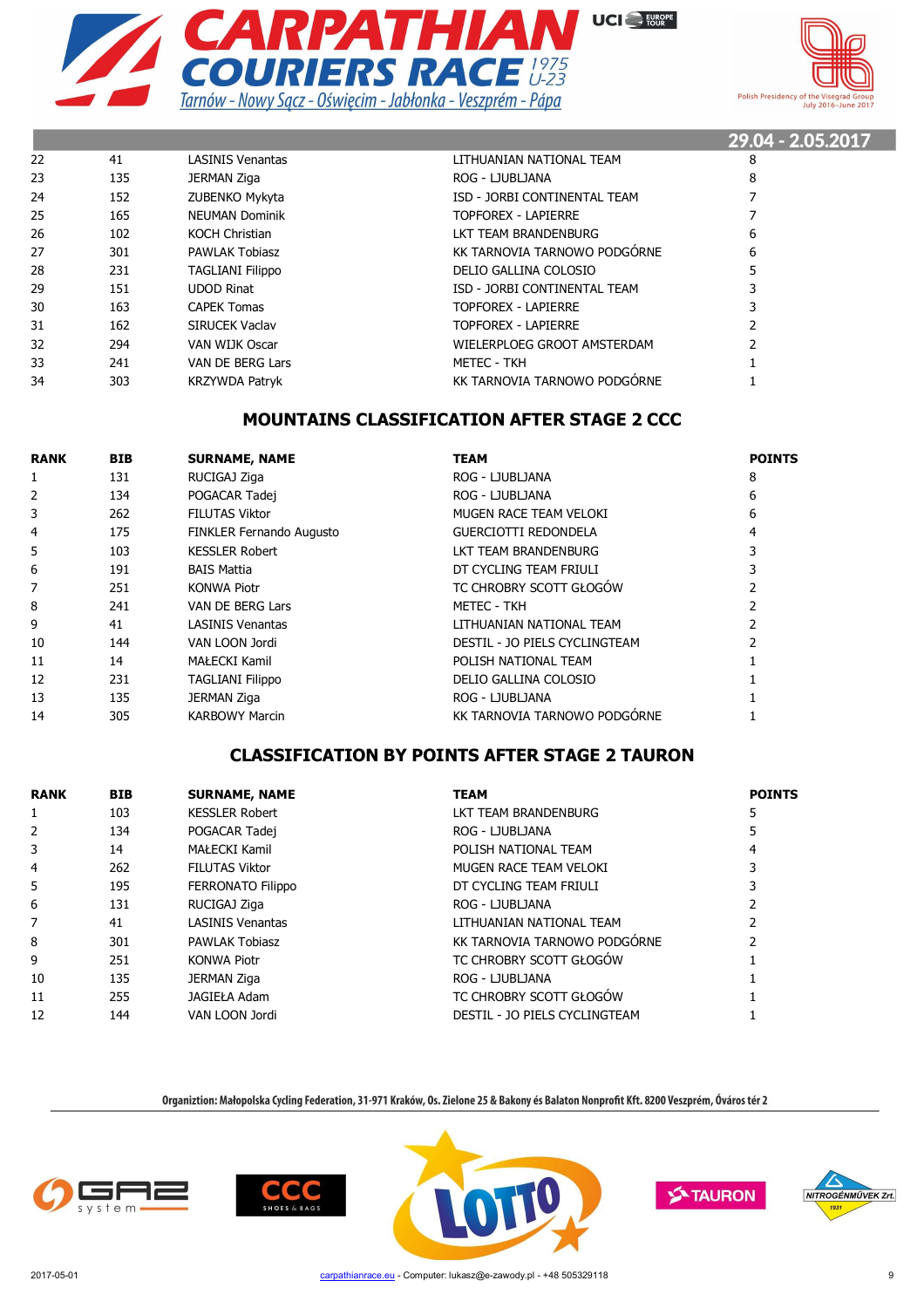29.04 - 2.05.2017

| | | | | |
|---|---|---|---|---|
| 22 | 41 | LASINIS Venantas | LITHUANIAN NATIONAL TEAM | 8 |
| 23 | 135 | JERMAN Ziga | ROG - LJUBLJANA | 8 |
| 24 | 152 | ZUBENKO Mykyta | ISD - JORBI CONTINENTAL TEAM | 7 |
| 25 | 165 | NEUMAN Dominik | TOPFOREX - LAPIERRE | 7 |
| 26 | 102 | KOCH Christian | LKT TEAM BRANDENBURG | 6 |
| 27 | 301 | PAWLAK Tobiasz | KK TARNOVIA TARNOWO PODGÓRNE | 6 |
| 28 | 231 | TAGLIANI Filippo | DELIO GALLINA COLOSIO | 5 |
| 29 | 151 | UDOD Rinat | ISD - JORBI CONTINENTAL TEAM | 3 |
| 30 | 163 | CAPEK Tomas | TOPFOREX - LAPIERRE | 3 |
| 31 | 162 | SIRUCEK Vaclav | TOPFOREX - LAPIERRE | 2 |
| 32 | 294 | VAN WIJK Oscar | WIELERPLOEG GROOT AMSTERDAM | 2 |
| 33 | 241 | VAN DE BERG Lars | METEC - TKH | 1 |
| 34 | 303 | KRZYWDA Patryk | KK TARNOVIA TARNOWO PODGÓRNE | 1 |

## MOUNTAINS CLASSIFICATION AFTER STAGE 2 CCC

| RANK | BIB | SURNAME, NAME | TEAM | POINTS |
|---|---|---|---|---|
| 1 | 131 | RUCIGAJ Ziga | ROG - LJUBLJANA | 8 |
| 2 | 134 | POGACAR Tadej | ROG - LJUBLJANA | 6 |
| 3 | 262 | FILUTAS Viktor | MUGEN RACE TEAM VELOKI | 6 |
| 4 | 175 | FINKLER Fernando Augusto | GUERCIOTTI REDONDELA | 4 |
| 5 | 103 | KESSLER Robert | LKT TEAM BRANDENBURG | 3 |
| 6 | 191 | BAIS Mattia | DT CYCLING TEAM FRIULI | 3 |
| 7 | 251 | KONWA Piotr | TC CHROBRY SCOTT GŁOGÓW | 2 |
| 8 | 241 | VAN DE BERG Lars | METEC - TKH | 2 |
| 9 | 41 | LASINIS Venantas | LITHUANIAN NATIONAL TEAM | 2 |
| 10 | 144 | VAN LOON Jordi | DESTIL - JO PIELS CYCLINGTEAM | 2 |
| 11 | 14 | MAŁECKI Kamil | POLISH NATIONAL TEAM | 1 |
| 12 | 231 | TAGLIANI Filippo | DELIO GALLINA COLOSIO | 1 |
| 13 | 135 | JERMAN Ziga | ROG - LJUBLJANA | 1 |
| 14 | 305 | KARBOWY Marcin | KK TARNOVIA TARNOWO PODGÓRNE | 1 |

## CLASSIFICATION BY POINTS AFTER STAGE 2 TAURON

| RANK | BIB | SURNAME, NAME | TEAM | POINTS |
|---|---|---|---|---|
| 1 | 103 | KESSLER Robert | LKT TEAM BRANDENBURG | 5 |
| 2 | 134 | POGACAR Tadej | ROG - LJUBLJANA | 5 |
| 3 | 14 | MAŁECKI Kamil | POLISH NATIONAL TEAM | 4 |
| 4 | 262 | FILUTAS Viktor | MUGEN RACE TEAM VELOKI | 3 |
| 5 | 195 | FERRONATO Filippo | DT CYCLING TEAM FRIULI | 3 |
| 6 | 131 | RUCIGAJ Ziga | ROG - LJUBLJANA | 2 |
| 7 | 41 | LASINIS Venantas | LITHUANIAN NATIONAL TEAM | 2 |
| 8 | 301 | PAWLAK Tobiasz | KK TARNOVIA TARNOWO PODGÓRNE | 2 |
| 9 | 251 | KONWA Piotr | TC CHROBRY SCOTT GŁOGÓW | 1 |
| 10 | 135 | JERMAN Ziga | ROG - LJUBLJANA | 1 |
| 11 | 255 | JAGIEŁA Adam | TC CHROBRY SCOTT GŁOGÓW | 1 |
| 12 | 144 | VAN LOON Jordi | DESTIL - JO PIELS CYCLINGTEAM | 1 |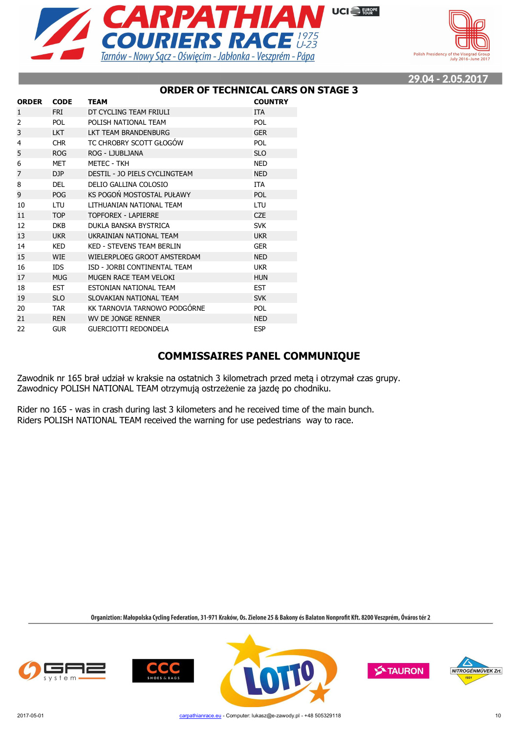# CARPATHIAN COURIERS RACE 1975 U-23

Tarnów - Nowy Sącz - Oświęcim - Jabłonka - Veszprém - Pápa

29.04 - 2.05.2017

## ORDER OF TECHNICAL CARS ON STAGE 3

| ORDER | CODE | TEAM | COUNTRY |
|---|---|---|---|
| 1 | FRI | DT CYCLING TEAM FRIULI | ITA |
| 2 | POL | POLISH NATIONAL TEAM | POL |
| 3 | LKT | LKT TEAM BRANDENBURG | GER |
| 4 | CHR | TC CHROBRY SCOTT GŁOGÓW | POL |
| 5 | ROG | ROG - LJUBLJANA | SLO |
| 6 | MET | METEC - TKH | NED |
| 7 | DJP | DESTIL - JO PIELS CYCLINGTEAM | NED |
| 8 | DEL | DELIO GALLINA COLOSIO | ITA |
| 9 | POG | KS POGOŃ MOSTOSTAL PUŁAWY | POL |
| 10 | LTU | LITHUANIAN NATIONAL TEAM | LTU |
| 11 | TOP | TOPFOREX - LAPIERRE | CZE |
| 12 | DKB | DUKLA BANSKA BYSTRICA | SVK |
| 13 | UKR | UKRAINIAN NATIONAL TEAM | UKR |
| 14 | KED | KED - STEVENS TEAM BERLIN | GER |
| 15 | WIE | WIELERPLOEG GROOT AMSTERDAM | NED |
| 16 | IDS | ISD - JORBI CONTINENTAL TEAM | UKR |
| 17 | MUG | MUGEN RACE TEAM VELOKI | HUN |
| 18 | EST | ESTONIAN NATIONAL TEAM | EST |
| 19 | SLO | SLOVAKIAN NATIONAL TEAM | SVK |
| 20 | TAR | KK TARNOVIA TARNOWO PODGÓRNE | POL |
| 21 | REN | WV DE JONGE RENNER | NED |
| 22 | GUR | GUERCIOTTI REDONDELA | ESP |

## COMMISSAIRES PANEL COMMUNIQUE

Zawodnik nr 165 brał udział w kraksie na ostatnich 3 kilometrach przed metą i otrzymał czas grupy.
Zawodnicy POLISH NATIONAL TEAM otrzymują ostrzeżenie za jazdę po chodniku.

Rider no 165 - was in crash during last 3 kilometers and he received time of the main bunch.
Riders POLISH NATIONAL TEAM received the warning for use pedestrians way to race.

Organiztion: Małopolska Cycling Federation, 31-971 Kraków, Os. Zielone 25 & Bakony és Balaton Nonprofit Kft. 8200 Veszprém, Óváros tér 2

2017-05-01 carpathianrace.eu - Computer: lukasz@e-zawody.pl - +48 505329118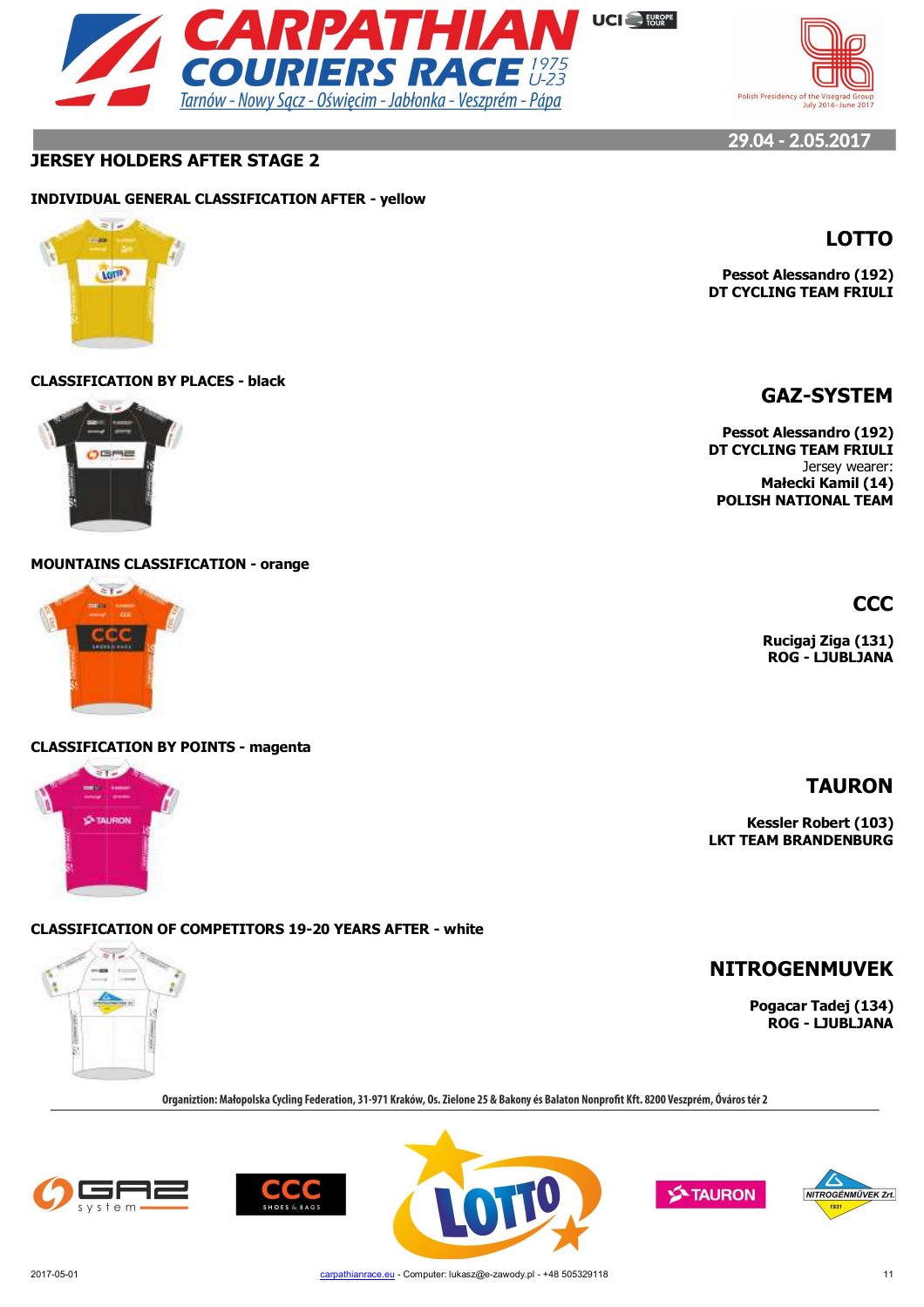# CARPATHIAN COURIERS RACE

1975 U-23

Tarnów - Nowy Sącz - Oświęcim - Jabłonka - Veszprém - Pápa

29.04 - 2.05.2017

## JERSEY HOLDERS AFTER STAGE 2

### INDIVIDUAL GENERAL CLASSIFICATION AFTER - yellow

**LOTTO**

**Pessot Alessandro (192)**
**DT CYCLING TEAM FRIULI**

### CLASSIFICATION BY PLACES - black

**GAZ-SYSTEM**

**Pessot Alessandro (192)**
**DT CYCLING TEAM FRIULI**
Jersey wearer:
**Małecki Kamil (14)**
**POLISH NATIONAL TEAM**

### MOUNTAINS CLASSIFICATION - orange

**CCC**

**Rucigaj Ziga (131)**
**ROG - LJUBLJANA**

### CLASSIFICATION BY POINTS - magenta

**TAURON**

**Kessler Robert (103)**
**LKT TEAM BRANDENBURG**

### CLASSIFICATION OF COMPETITORS 19-20 YEARS AFTER - white

**NITROGENMUVEK**

**Pogacar Tadej (134)**
**ROG - LJUBLJANA**

Organiztion: Małopolska Cycling Federation, 31-971 Kraków, Os. Zielone 25 & Bakony és Balaton Nonprofit Kft. 8200 Veszprém, Óváros tér 2

2017-05-01 carpathianrace.eu - Computer: lukasz@e-zawody.pl - +48 505329118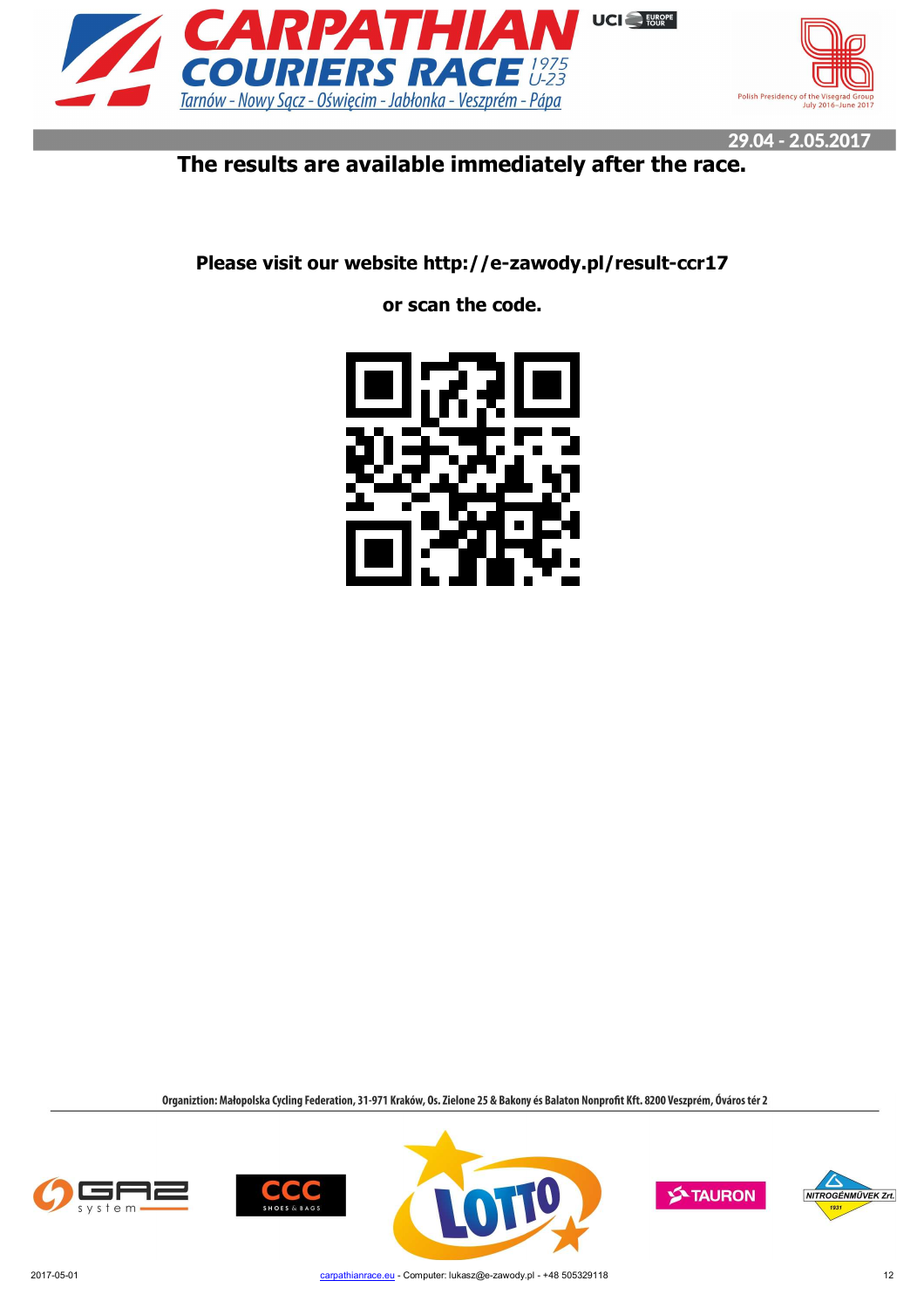The results are available immediately after the race.

Please visit our website http://e-zawody.pl/result-ccr17

or scan the code.

Organiztion: Małopolska Cycling Federation, 31-971 Kraków, Os. Zielone 25 & Bakony és Balaton Nonprofit Kft. 8200 Veszprém, Óváros tér 2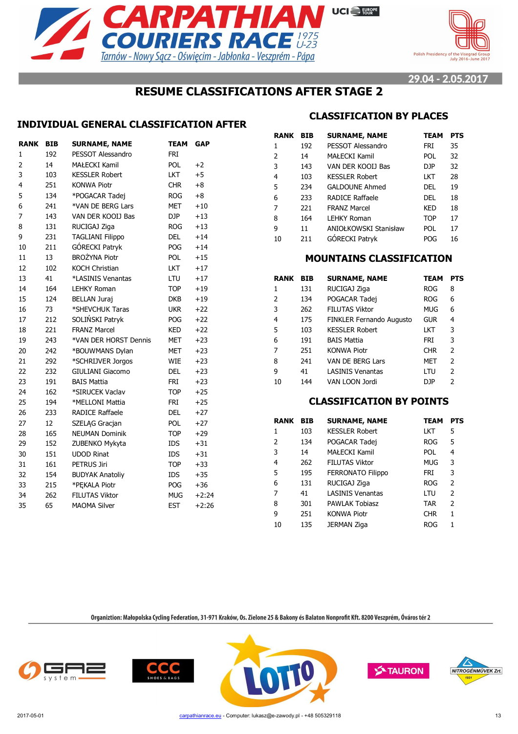# CARPATHIAN COURIERS RACE 1975 U-23

Tarnów - Nowy Sącz - Oświęcim - Jabłonka - Veszprém - Pápa

Polish Presidency of the Visegrad Group July 2016–June 2017

29.04 - 2.05.2017

## RESUME CLASSIFICATIONS AFTER STAGE 2

### INDIVIDUAL GENERAL CLASSIFICATION AFTER

| RANK | BIB | SURNAME, NAME | TEAM | GAP |
|---|---|---|---|---|
| 1 | 192 | PESSOT Alessandro | FRI | |
| 2 | 14 | MAŁECKI Kamil | POL | +2 |
| 3 | 103 | KESSLER Robert | LKT | +5 |
| 4 | 251 | KONWA Piotr | CHR | +8 |
| 5 | 134 | *POGACAR Tadej | ROG | +8 |
| 6 | 241 | *VAN DE BERG Lars | MET | +10 |
| 7 | 143 | VAN DER KOOIJ Bas | DJP | +13 |
| 8 | 131 | RUCIGAJ Ziga | ROG | +13 |
| 9 | 231 | TAGLIANI Filippo | DEL | +14 |
| 10 | 211 | GÓRECKI Patryk | POG | +14 |
| 11 | 13 | BROŻYNA Piotr | POL | +15 |
| 12 | 102 | KOCH Christian | LKT | +17 |
| 13 | 41 | *LASINIS Venantas | LTU | +17 |
| 14 | 164 | LEHKY Roman | TOP | +19 |
| 15 | 124 | BELLAN Juraj | DKB | +19 |
| 16 | 73 | *SHEVCHUK Taras | UKR | +22 |
| 17 | 212 | SOLIŃSKI Patryk | POG | +22 |
| 18 | 221 | FRANZ Marcel | KED | +22 |
| 19 | 243 | *VAN DER HORST Dennis | MET | +23 |
| 20 | 242 | *BOUWMANS Dylan | MET | +23 |
| 21 | 292 | *SCHRIJVER Jorgos | WIE | +23 |
| 22 | 232 | GIULIANI Giacomo | DEL | +23 |
| 23 | 191 | BAIS Mattia | FRI | +23 |
| 24 | 162 | *SIRUCEK Vaclav | TOP | +25 |
| 25 | 194 | *MELLONI Mattia | FRI | +25 |
| 26 | 233 | RADICE Raffaele | DEL | +27 |
| 27 | 12 | SZELĄG Gracjan | POL | +27 |
| 28 | 165 | NEUMAN Dominik | TOP | +29 |
| 29 | 152 | ZUBENKO Mykyta | IDS | +31 |
| 30 | 151 | UDOD Rinat | IDS | +31 |
| 31 | 161 | PETRUS Jiri | TOP | +33 |
| 32 | 154 | BUDYAK Anatoliy | IDS | +35 |
| 33 | 215 | *PĘKALA Piotr | POG | +36 |
| 34 | 262 | FILUTAS Viktor | MUG | +2:24 |
| 35 | 65 | MAOMA Silver | EST | +2:26 |

### CLASSIFICATION BY PLACES

| RANK | BIB | SURNAME, NAME | TEAM | PTS |
|---|---|---|---|---|
| 1 | 192 | PESSOT Alessandro | FRI | 35 |
| 2 | 14 | MAŁECKI Kamil | POL | 32 |
| 3 | 143 | VAN DER KOOIJ Bas | DJP | 32 |
| 4 | 103 | KESSLER Robert | LKT | 28 |
| 5 | 234 | GALDOUNE Ahmed | DEL | 19 |
| 6 | 233 | RADICE Raffaele | DEL | 18 |
| 7 | 221 | FRANZ Marcel | KED | 18 |
| 8 | 164 | LEHKY Roman | TOP | 17 |
| 9 | 11 | ANIOŁKOWSKI Stanisław | POL | 17 |
| 10 | 211 | GÓRECKI Patryk | POG | 16 |

### MOUNTAINS CLASSIFICATION

| RANK | BIB | SURNAME, NAME | TEAM | PTS |
|---|---|---|---|---|
| 1 | 131 | RUCIGAJ Ziga | ROG | 8 |
| 2 | 134 | POGACAR Tadej | ROG | 6 |
| 3 | 262 | FILUTAS Viktor | MUG | 6 |
| 4 | 175 | FINKLER Fernando Augusto | GUR | 4 |
| 5 | 103 | KESSLER Robert | LKT | 3 |
| 6 | 191 | BAIS Mattia | FRI | 3 |
| 7 | 251 | KONWA Piotr | CHR | 2 |
| 8 | 241 | VAN DE BERG Lars | MET | 2 |
| 9 | 41 | LASINIS Venantas | LTU | 2 |
| 10 | 144 | VAN LOON Jordi | DJP | 2 |

### CLASSIFICATION BY POINTS

| RANK | BIB | SURNAME, NAME | TEAM | PTS |
|---|---|---|---|---|
| 1 | 103 | KESSLER Robert | LKT | 5 |
| 2 | 134 | POGACAR Tadej | ROG | 5 |
| 3 | 14 | MAŁECKI Kamil | POL | 4 |
| 4 | 262 | FILUTAS Viktor | MUG | 3 |
| 5 | 195 | FERRONATO Filippo | FRI | 3 |
| 6 | 131 | RUCIGAJ Ziga | ROG | 2 |
| 7 | 41 | LASINIS Venantas | LTU | 2 |
| 8 | 301 | PAWLAK Tobiasz | TAR | 2 |
| 9 | 251 | KONWA Piotr | CHR | 1 |
| 10 | 135 | JERMAN Ziga | ROG | 1 |

Organiztion: Małopolska Cycling Federation, 31-971 Kraków, Os. Zielone 25 & Bakony és Balaton Nonprofit Kft. 8200 Veszprém, Óváros tér 2

2017-05-01 carpathianrace.eu - Computer: lukasz@e-zawody.pl - +48 505329118